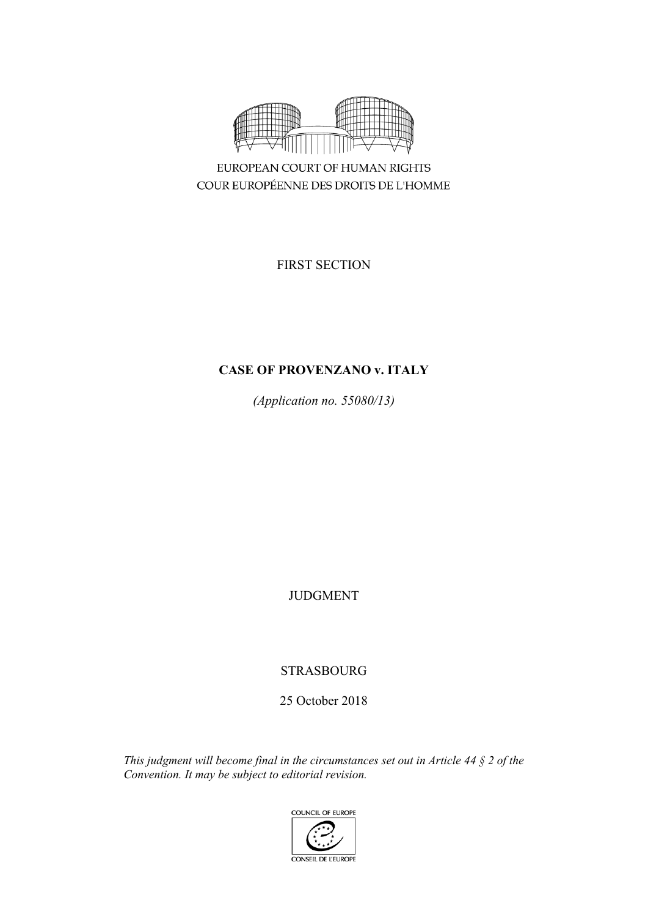EUROPEAN COURT OF HUMAN RIGHTS

COUR EUROPÉENNE DES DROITS DE L'HOMME

FIRST SECTION

**CASE OF PROVENZANO v. ITALY**

*(Application no. 55080/13)*

JUDGMENT

STRASBOURG

25 October 2018

*This judgment will become final in the circumstances set out in Article 44 § 2 of the Convention. It may be subject to editorial revision.*

COUNCIL OF EUROPE

CONSEIL DE L'EUROPE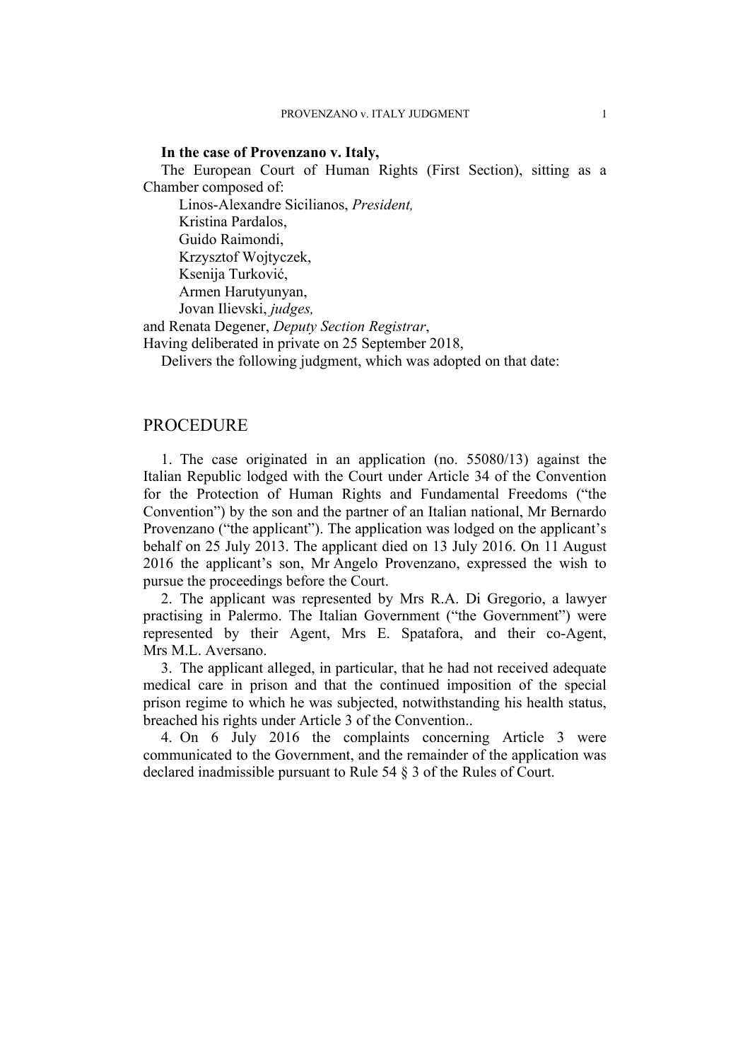**In the case of Provenzano v. Italy,**

The European Court of Human Rights (First Section), sitting as a Chamber composed of:

Linos-Alexandre Sicilianos, *President,*
Kristina Pardalos,
Guido Raimondi,
Krzysztof Wojtyczek,
Ksenija Turković,
Armen Harutyunyan,
Jovan Ilievski, *judges,*
and Renata Degener, *Deputy Section Registrar*,

Having deliberated in private on 25 September 2018,

Delivers the following judgment, which was adopted on that date:

# PROCEDURE

1. The case originated in an application (no. 55080/13) against the Italian Republic lodged with the Court under Article 34 of the Convention for the Protection of Human Rights and Fundamental Freedoms ("the Convention") by the son and the partner of an Italian national, Mr Bernardo Provenzano ("the applicant"). The application was lodged on the applicant's behalf on 25 July 2013. The applicant died on 13 July 2016. On 11 August 2016 the applicant's son, Mr Angelo Provenzano, expressed the wish to pursue the proceedings before the Court.

2. The applicant was represented by Mrs R.A. Di Gregorio, a lawyer practising in Palermo. The Italian Government ("the Government") were represented by their Agent, Mrs E. Spatafora, and their co-Agent, Mrs M.L. Aversano.

3. The applicant alleged, in particular, that he had not received adequate medical care in prison and that the continued imposition of the special prison regime to which he was subjected, notwithstanding his health status, breached his rights under Article 3 of the Convention..

4. On 6 July 2016 the complaints concerning Article 3 were communicated to the Government, and the remainder of the application was declared inadmissible pursuant to Rule 54 § 3 of the Rules of Court.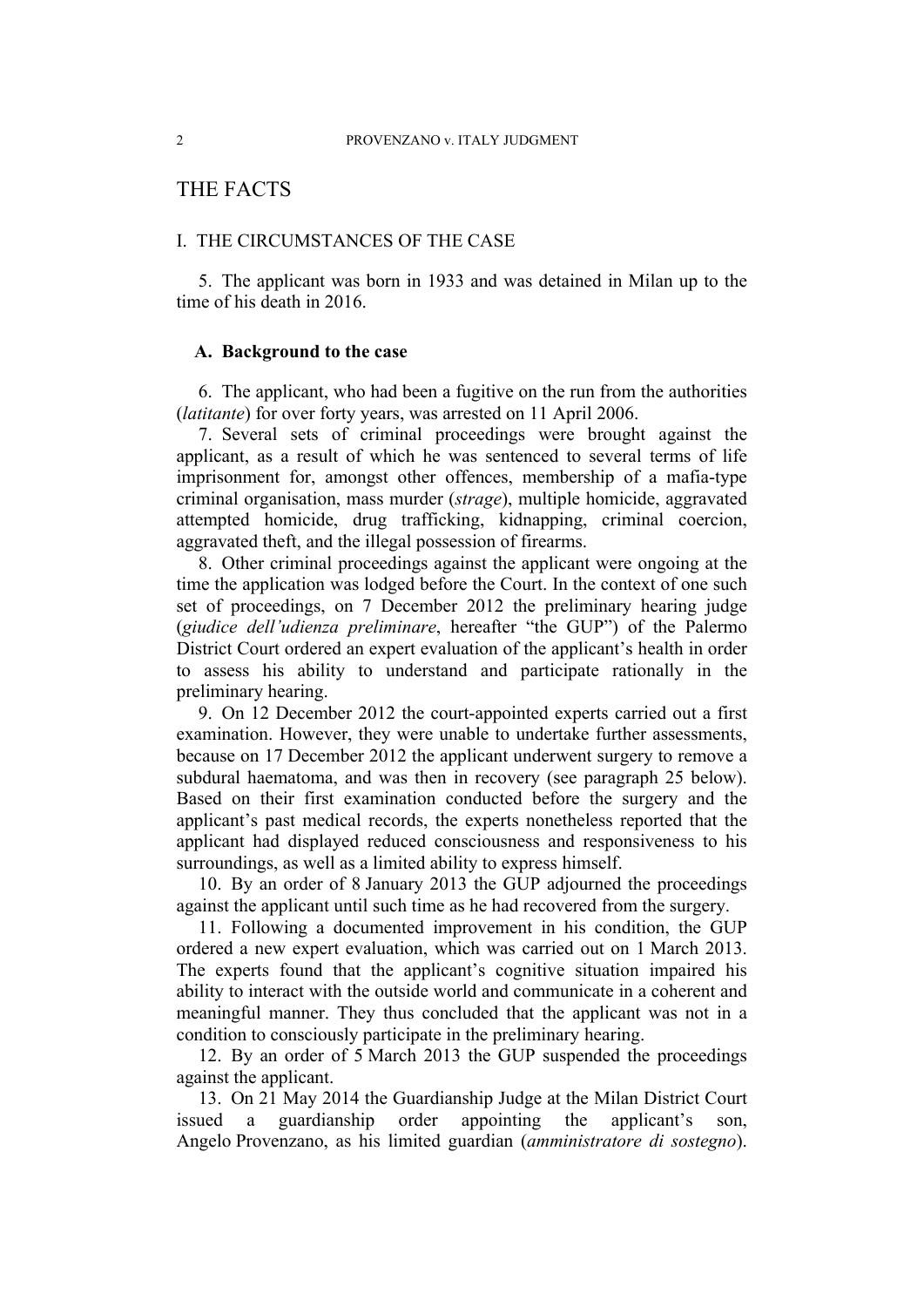# THE FACTS

## I. THE CIRCUMSTANCES OF THE CASE

5. The applicant was born in 1933 and was detained in Milan up to the time of his death in 2016.

### A. Background to the case

6. The applicant, who had been a fugitive on the run from the authorities (*latitante*) for over forty years, was arrested on 11 April 2006.

7. Several sets of criminal proceedings were brought against the applicant, as a result of which he was sentenced to several terms of life imprisonment for, amongst other offences, membership of a mafia-type criminal organisation, mass murder (*strage*), multiple homicide, aggravated attempted homicide, drug trafficking, kidnapping, criminal coercion, aggravated theft, and the illegal possession of firearms.

8. Other criminal proceedings against the applicant were ongoing at the time the application was lodged before the Court. In the context of one such set of proceedings, on 7 December 2012 the preliminary hearing judge (*giudice dell'udienza preliminare*, hereafter "the GUP") of the Palermo District Court ordered an expert evaluation of the applicant's health in order to assess his ability to understand and participate rationally in the preliminary hearing.

9. On 12 December 2012 the court-appointed experts carried out a first examination. However, they were unable to undertake further assessments, because on 17 December 2012 the applicant underwent surgery to remove a subdural haematoma, and was then in recovery (see paragraph 25 below). Based on their first examination conducted before the surgery and the applicant's past medical records, the experts nonetheless reported that the applicant had displayed reduced consciousness and responsiveness to his surroundings, as well as a limited ability to express himself.

10. By an order of 8 January 2013 the GUP adjourned the proceedings against the applicant until such time as he had recovered from the surgery.

11. Following a documented improvement in his condition, the GUP ordered a new expert evaluation, which was carried out on 1 March 2013. The experts found that the applicant's cognitive situation impaired his ability to interact with the outside world and communicate in a coherent and meaningful manner. They thus concluded that the applicant was not in a condition to consciously participate in the preliminary hearing.

12. By an order of 5 March 2013 the GUP suspended the proceedings against the applicant.

13. On 21 May 2014 the Guardianship Judge at the Milan District Court issued a guardianship order appointing the applicant's son, Angelo Provenzano, as his limited guardian (*amministratore di sostegno*).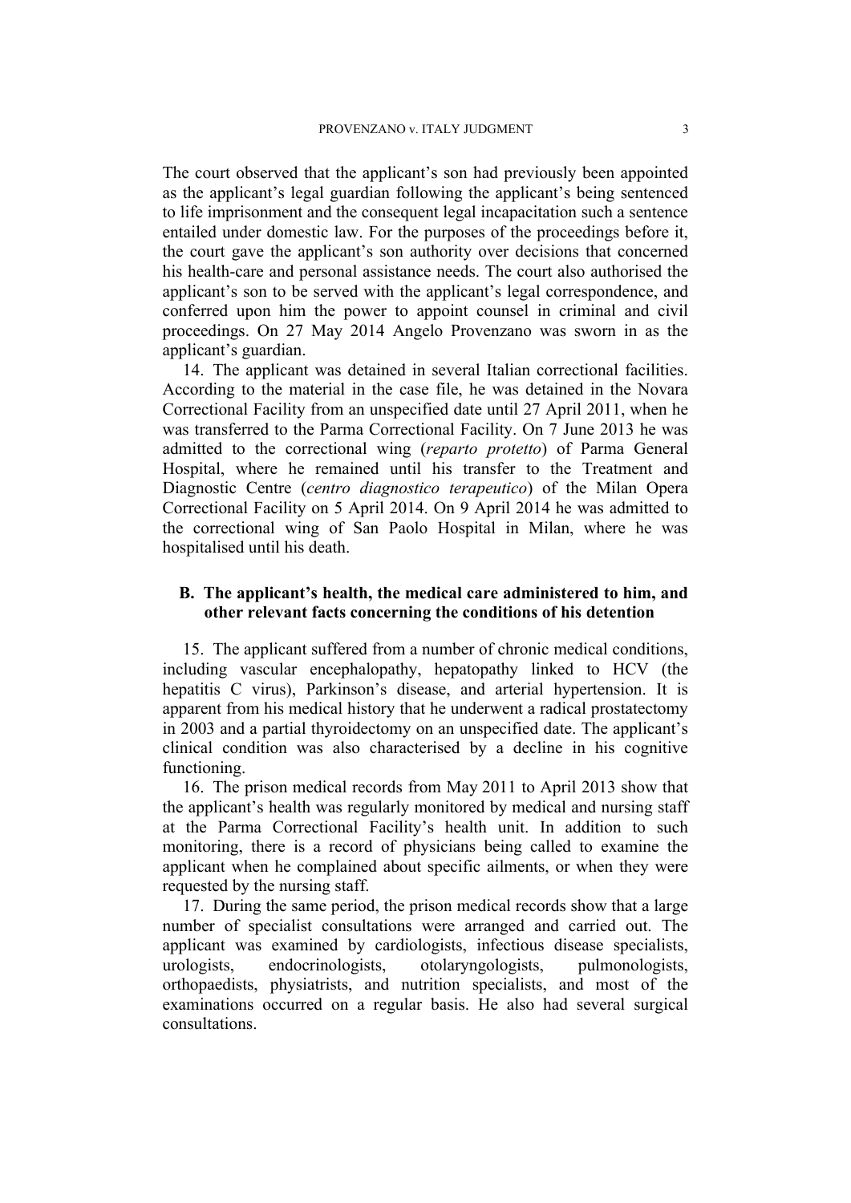The court observed that the applicant's son had previously been appointed as the applicant's legal guardian following the applicant's being sentenced to life imprisonment and the consequent legal incapacitation such a sentence entailed under domestic law. For the purposes of the proceedings before it, the court gave the applicant's son authority over decisions that concerned his health-care and personal assistance needs. The court also authorised the applicant's son to be served with the applicant's legal correspondence, and conferred upon him the power to appoint counsel in criminal and civil proceedings. On 27 May 2014 Angelo Provenzano was sworn in as the applicant's guardian.

14. The applicant was detained in several Italian correctional facilities. According to the material in the case file, he was detained in the Novara Correctional Facility from an unspecified date until 27 April 2011, when he was transferred to the Parma Correctional Facility. On 7 June 2013 he was admitted to the correctional wing (*reparto protetto*) of Parma General Hospital, where he remained until his transfer to the Treatment and Diagnostic Centre (*centro diagnostico terapeutico*) of the Milan Opera Correctional Facility on 5 April 2014. On 9 April 2014 he was admitted to the correctional wing of San Paolo Hospital in Milan, where he was hospitalised until his death.

### B. The applicant's health, the medical care administered to him, and other relevant facts concerning the conditions of his detention

15. The applicant suffered from a number of chronic medical conditions, including vascular encephalopathy, hepatopathy linked to HCV (the hepatitis C virus), Parkinson's disease, and arterial hypertension. It is apparent from his medical history that he underwent a radical prostatectomy in 2003 and a partial thyroidectomy on an unspecified date. The applicant's clinical condition was also characterised by a decline in his cognitive functioning.

16. The prison medical records from May 2011 to April 2013 show that the applicant's health was regularly monitored by medical and nursing staff at the Parma Correctional Facility's health unit. In addition to such monitoring, there is a record of physicians being called to examine the applicant when he complained about specific ailments, or when they were requested by the nursing staff.

17. During the same period, the prison medical records show that a large number of specialist consultations were arranged and carried out. The applicant was examined by cardiologists, infectious disease specialists, urologists, endocrinologists, otolaryngologists, pulmonologists, orthopaedists, physiatrists, and nutrition specialists, and most of the examinations occurred on a regular basis. He also had several surgical consultations.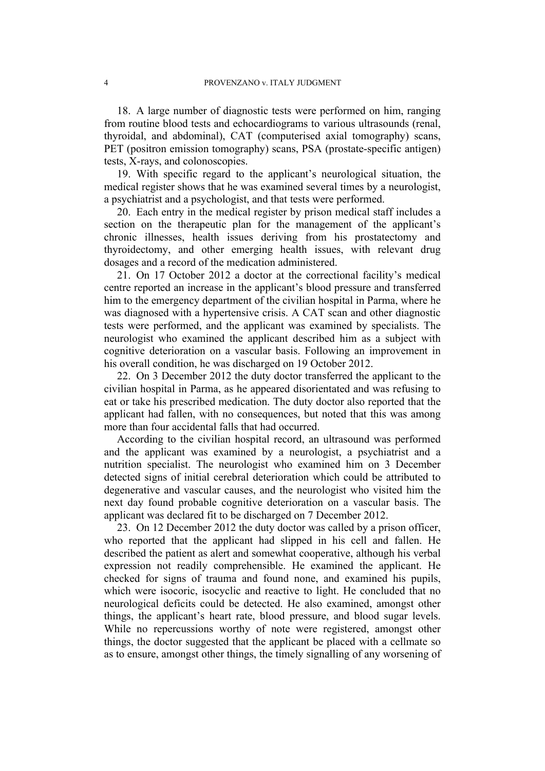18. A large number of diagnostic tests were performed on him, ranging from routine blood tests and echocardiograms to various ultrasounds (renal, thyroidal, and abdominal), CAT (computerised axial tomography) scans, PET (positron emission tomography) scans, PSA (prostate-specific antigen) tests, X-rays, and colonoscopies.

19. With specific regard to the applicant's neurological situation, the medical register shows that he was examined several times by a neurologist, a psychiatrist and a psychologist, and that tests were performed.

20. Each entry in the medical register by prison medical staff includes a section on the therapeutic plan for the management of the applicant's chronic illnesses, health issues deriving from his prostatectomy and thyroidectomy, and other emerging health issues, with relevant drug dosages and a record of the medication administered.

21. On 17 October 2012 a doctor at the correctional facility's medical centre reported an increase in the applicant's blood pressure and transferred him to the emergency department of the civilian hospital in Parma, where he was diagnosed with a hypertensive crisis. A CAT scan and other diagnostic tests were performed, and the applicant was examined by specialists. The neurologist who examined the applicant described him as a subject with cognitive deterioration on a vascular basis. Following an improvement in his overall condition, he was discharged on 19 October 2012.

22. On 3 December 2012 the duty doctor transferred the applicant to the civilian hospital in Parma, as he appeared disorientated and was refusing to eat or take his prescribed medication. The duty doctor also reported that the applicant had fallen, with no consequences, but noted that this was among more than four accidental falls that had occurred.

According to the civilian hospital record, an ultrasound was performed and the applicant was examined by a neurologist, a psychiatrist and a nutrition specialist. The neurologist who examined him on 3 December detected signs of initial cerebral deterioration which could be attributed to degenerative and vascular causes, and the neurologist who visited him the next day found probable cognitive deterioration on a vascular basis. The applicant was declared fit to be discharged on 7 December 2012.

23. On 12 December 2012 the duty doctor was called by a prison officer, who reported that the applicant had slipped in his cell and fallen. He described the patient as alert and somewhat cooperative, although his verbal expression not readily comprehensible. He examined the applicant. He checked for signs of trauma and found none, and examined his pupils, which were isocoric, isocyclic and reactive to light. He concluded that no neurological deficits could be detected. He also examined, amongst other things, the applicant's heart rate, blood pressure, and blood sugar levels. While no repercussions worthy of note were registered, amongst other things, the doctor suggested that the applicant be placed with a cellmate so as to ensure, amongst other things, the timely signalling of any worsening of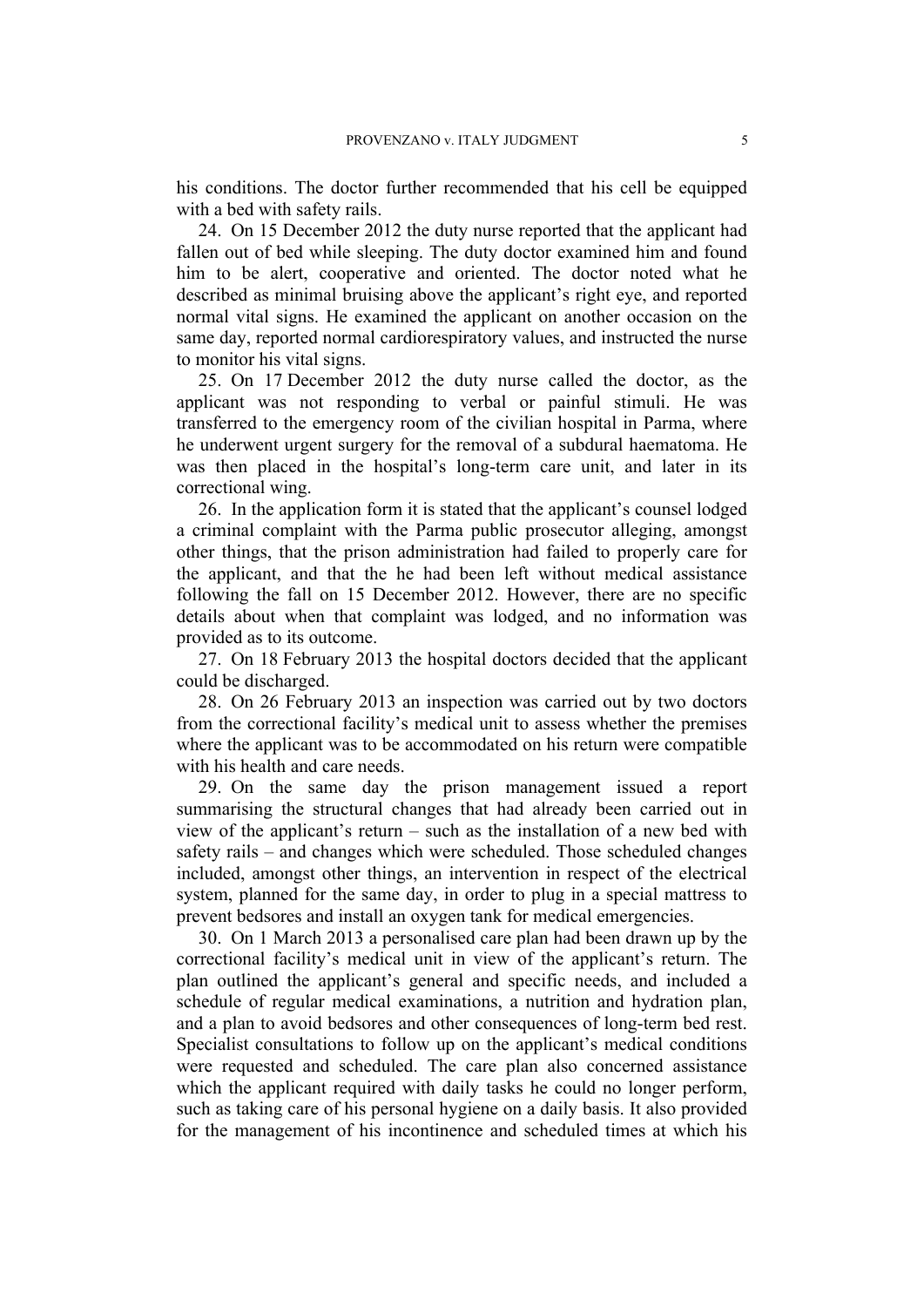his conditions. The doctor further recommended that his cell be equipped with a bed with safety rails.

24. On 15 December 2012 the duty nurse reported that the applicant had fallen out of bed while sleeping. The duty doctor examined him and found him to be alert, cooperative and oriented. The doctor noted what he described as minimal bruising above the applicant's right eye, and reported normal vital signs. He examined the applicant on another occasion on the same day, reported normal cardiorespiratory values, and instructed the nurse to monitor his vital signs.

25. On 17 December 2012 the duty nurse called the doctor, as the applicant was not responding to verbal or painful stimuli. He was transferred to the emergency room of the civilian hospital in Parma, where he underwent urgent surgery for the removal of a subdural haematoma. He was then placed in the hospital's long-term care unit, and later in its correctional wing.

26. In the application form it is stated that the applicant's counsel lodged a criminal complaint with the Parma public prosecutor alleging, amongst other things, that the prison administration had failed to properly care for the applicant, and that the he had been left without medical assistance following the fall on 15 December 2012. However, there are no specific details about when that complaint was lodged, and no information was provided as to its outcome.

27. On 18 February 2013 the hospital doctors decided that the applicant could be discharged.

28. On 26 February 2013 an inspection was carried out by two doctors from the correctional facility's medical unit to assess whether the premises where the applicant was to be accommodated on his return were compatible with his health and care needs.

29. On the same day the prison management issued a report summarising the structural changes that had already been carried out in view of the applicant's return – such as the installation of a new bed with safety rails – and changes which were scheduled. Those scheduled changes included, amongst other things, an intervention in respect of the electrical system, planned for the same day, in order to plug in a special mattress to prevent bedsores and install an oxygen tank for medical emergencies.

30. On 1 March 2013 a personalised care plan had been drawn up by the correctional facility's medical unit in view of the applicant's return. The plan outlined the applicant's general and specific needs, and included a schedule of regular medical examinations, a nutrition and hydration plan, and a plan to avoid bedsores and other consequences of long-term bed rest. Specialist consultations to follow up on the applicant's medical conditions were requested and scheduled. The care plan also concerned assistance which the applicant required with daily tasks he could no longer perform, such as taking care of his personal hygiene on a daily basis. It also provided for the management of his incontinence and scheduled times at which his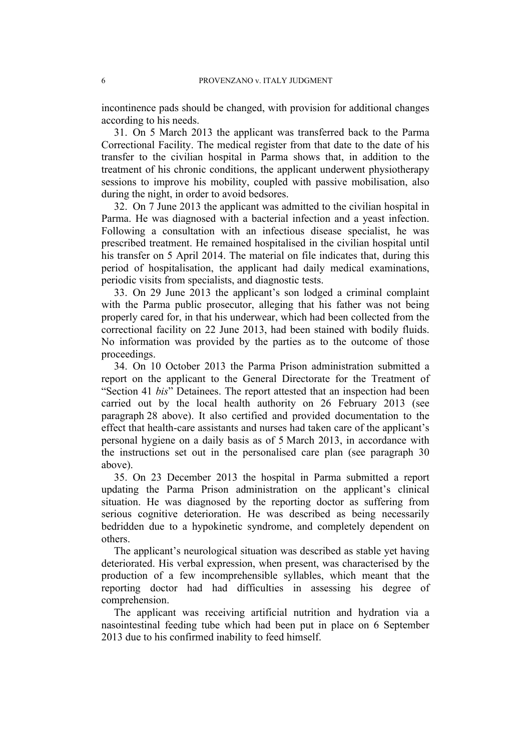incontinence pads should be changed, with provision for additional changes according to his needs.

31. On 5 March 2013 the applicant was transferred back to the Parma Correctional Facility. The medical register from that date to the date of his transfer to the civilian hospital in Parma shows that, in addition to the treatment of his chronic conditions, the applicant underwent physiotherapy sessions to improve his mobility, coupled with passive mobilisation, also during the night, in order to avoid bedsores.

32. On 7 June 2013 the applicant was admitted to the civilian hospital in Parma. He was diagnosed with a bacterial infection and a yeast infection. Following a consultation with an infectious disease specialist, he was prescribed treatment. He remained hospitalised in the civilian hospital until his transfer on 5 April 2014. The material on file indicates that, during this period of hospitalisation, the applicant had daily medical examinations, periodic visits from specialists, and diagnostic tests.

33. On 29 June 2013 the applicant's son lodged a criminal complaint with the Parma public prosecutor, alleging that his father was not being properly cared for, in that his underwear, which had been collected from the correctional facility on 22 June 2013, had been stained with bodily fluids. No information was provided by the parties as to the outcome of those proceedings.

34. On 10 October 2013 the Parma Prison administration submitted a report on the applicant to the General Directorate for the Treatment of "Section 41 *bis*" Detainees. The report attested that an inspection had been carried out by the local health authority on 26 February 2013 (see paragraph 28 above). It also certified and provided documentation to the effect that health-care assistants and nurses had taken care of the applicant's personal hygiene on a daily basis as of 5 March 2013, in accordance with the instructions set out in the personalised care plan (see paragraph 30 above).

35. On 23 December 2013 the hospital in Parma submitted a report updating the Parma Prison administration on the applicant's clinical situation. He was diagnosed by the reporting doctor as suffering from serious cognitive deterioration. He was described as being necessarily bedridden due to a hypokinetic syndrome, and completely dependent on others.

The applicant's neurological situation was described as stable yet having deteriorated. His verbal expression, when present, was characterised by the production of a few incomprehensible syllables, which meant that the reporting doctor had had difficulties in assessing his degree of comprehension.

The applicant was receiving artificial nutrition and hydration via a nasointestinal feeding tube which had been put in place on 6 September 2013 due to his confirmed inability to feed himself.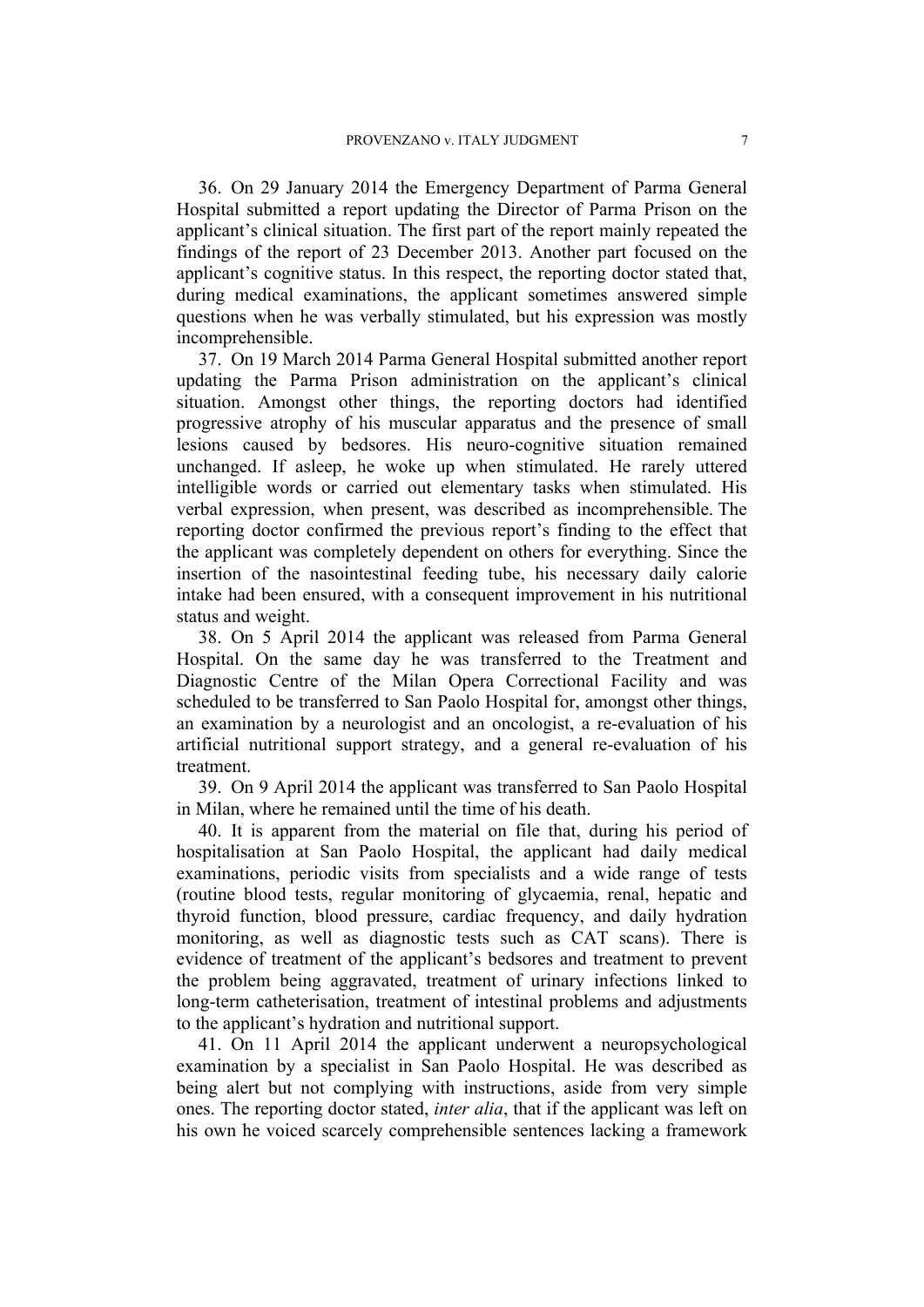36. On 29 January 2014 the Emergency Department of Parma General Hospital submitted a report updating the Director of Parma Prison on the applicant's clinical situation. The first part of the report mainly repeated the findings of the report of 23 December 2013. Another part focused on the applicant's cognitive status. In this respect, the reporting doctor stated that, during medical examinations, the applicant sometimes answered simple questions when he was verbally stimulated, but his expression was mostly incomprehensible.

37. On 19 March 2014 Parma General Hospital submitted another report updating the Parma Prison administration on the applicant's clinical situation. Amongst other things, the reporting doctors had identified progressive atrophy of his muscular apparatus and the presence of small lesions caused by bedsores. His neuro-cognitive situation remained unchanged. If asleep, he woke up when stimulated. He rarely uttered intelligible words or carried out elementary tasks when stimulated. His verbal expression, when present, was described as incomprehensible. The reporting doctor confirmed the previous report's finding to the effect that the applicant was completely dependent on others for everything. Since the insertion of the nasointestinal feeding tube, his necessary daily calorie intake had been ensured, with a consequent improvement in his nutritional status and weight.

38. On 5 April 2014 the applicant was released from Parma General Hospital. On the same day he was transferred to the Treatment and Diagnostic Centre of the Milan Opera Correctional Facility and was scheduled to be transferred to San Paolo Hospital for, amongst other things, an examination by a neurologist and an oncologist, a re-evaluation of his artificial nutritional support strategy, and a general re-evaluation of his treatment.

39. On 9 April 2014 the applicant was transferred to San Paolo Hospital in Milan, where he remained until the time of his death.

40. It is apparent from the material on file that, during his period of hospitalisation at San Paolo Hospital, the applicant had daily medical examinations, periodic visits from specialists and a wide range of tests (routine blood tests, regular monitoring of glycaemia, renal, hepatic and thyroid function, blood pressure, cardiac frequency, and daily hydration monitoring, as well as diagnostic tests such as CAT scans). There is evidence of treatment of the applicant's bedsores and treatment to prevent the problem being aggravated, treatment of urinary infections linked to long-term catheterisation, treatment of intestinal problems and adjustments to the applicant's hydration and nutritional support.

41. On 11 April 2014 the applicant underwent a neuropsychological examination by a specialist in San Paolo Hospital. He was described as being alert but not complying with instructions, aside from very simple ones. The reporting doctor stated, *inter alia*, that if the applicant was left on his own he voiced scarcely comprehensible sentences lacking a framework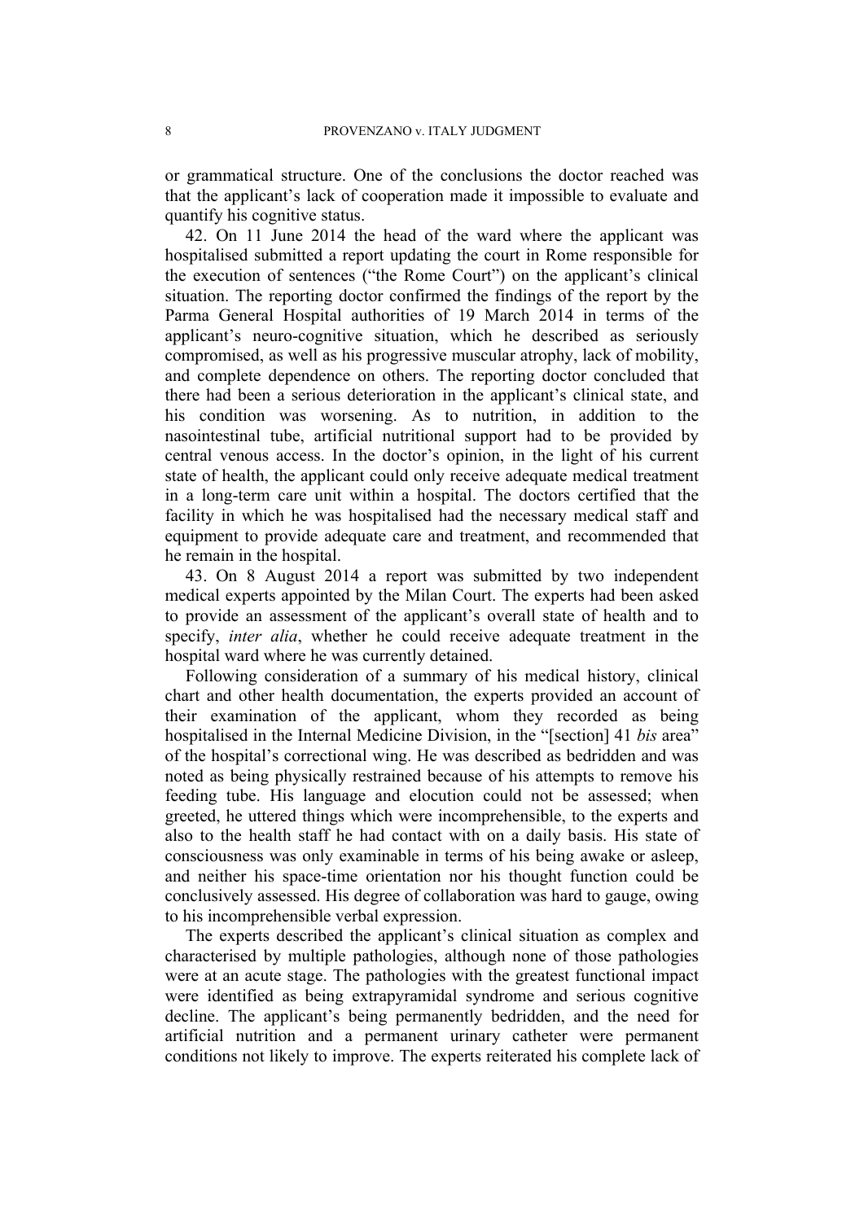or grammatical structure. One of the conclusions the doctor reached was that the applicant's lack of cooperation made it impossible to evaluate and quantify his cognitive status.

42. On 11 June 2014 the head of the ward where the applicant was hospitalised submitted a report updating the court in Rome responsible for the execution of sentences ("the Rome Court") on the applicant's clinical situation. The reporting doctor confirmed the findings of the report by the Parma General Hospital authorities of 19 March 2014 in terms of the applicant's neuro-cognitive situation, which he described as seriously compromised, as well as his progressive muscular atrophy, lack of mobility, and complete dependence on others. The reporting doctor concluded that there had been a serious deterioration in the applicant's clinical state, and his condition was worsening. As to nutrition, in addition to the nasointestinal tube, artificial nutritional support had to be provided by central venous access. In the doctor's opinion, in the light of his current state of health, the applicant could only receive adequate medical treatment in a long-term care unit within a hospital. The doctors certified that the facility in which he was hospitalised had the necessary medical staff and equipment to provide adequate care and treatment, and recommended that he remain in the hospital.

43. On 8 August 2014 a report was submitted by two independent medical experts appointed by the Milan Court. The experts had been asked to provide an assessment of the applicant's overall state of health and to specify, *inter alia*, whether he could receive adequate treatment in the hospital ward where he was currently detained.

Following consideration of a summary of his medical history, clinical chart and other health documentation, the experts provided an account of their examination of the applicant, whom they recorded as being hospitalised in the Internal Medicine Division, in the "[section] 41 *bis* area" of the hospital's correctional wing. He was described as bedridden and was noted as being physically restrained because of his attempts to remove his feeding tube. His language and elocution could not be assessed; when greeted, he uttered things which were incomprehensible, to the experts and also to the health staff he had contact with on a daily basis. His state of consciousness was only examinable in terms of his being awake or asleep, and neither his space-time orientation nor his thought function could be conclusively assessed. His degree of collaboration was hard to gauge, owing to his incomprehensible verbal expression.

The experts described the applicant's clinical situation as complex and characterised by multiple pathologies, although none of those pathologies were at an acute stage. The pathologies with the greatest functional impact were identified as being extrapyramidal syndrome and serious cognitive decline. The applicant's being permanently bedridden, and the need for artificial nutrition and a permanent urinary catheter were permanent conditions not likely to improve. The experts reiterated his complete lack of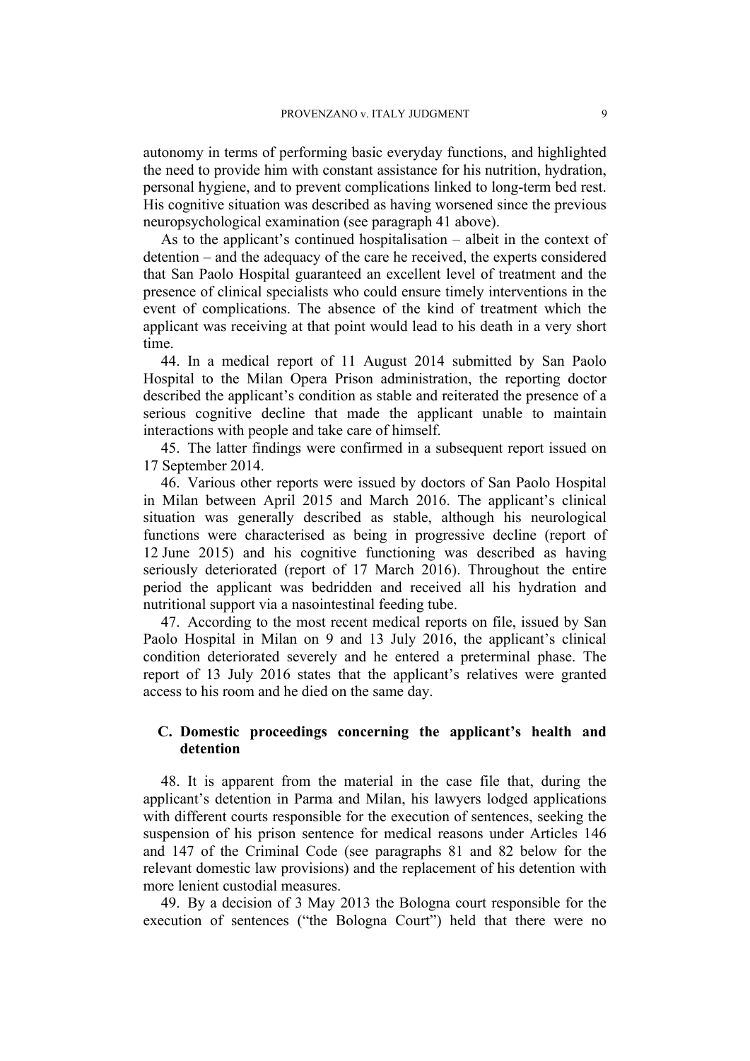autonomy in terms of performing basic everyday functions, and highlighted the need to provide him with constant assistance for his nutrition, hydration, personal hygiene, and to prevent complications linked to long-term bed rest. His cognitive situation was described as having worsened since the previous neuropsychological examination (see paragraph 41 above).

As to the applicant's continued hospitalisation – albeit in the context of detention – and the adequacy of the care he received, the experts considered that San Paolo Hospital guaranteed an excellent level of treatment and the presence of clinical specialists who could ensure timely interventions in the event of complications. The absence of the kind of treatment which the applicant was receiving at that point would lead to his death in a very short time.

44. In a medical report of 11 August 2014 submitted by San Paolo Hospital to the Milan Opera Prison administration, the reporting doctor described the applicant's condition as stable and reiterated the presence of a serious cognitive decline that made the applicant unable to maintain interactions with people and take care of himself.

45. The latter findings were confirmed in a subsequent report issued on 17 September 2014.

46. Various other reports were issued by doctors of San Paolo Hospital in Milan between April 2015 and March 2016. The applicant's clinical situation was generally described as stable, although his neurological functions were characterised as being in progressive decline (report of 12 June 2015) and his cognitive functioning was described as having seriously deteriorated (report of 17 March 2016). Throughout the entire period the applicant was bedridden and received all his hydration and nutritional support via a nasointestinal feeding tube.

47. According to the most recent medical reports on file, issued by San Paolo Hospital in Milan on 9 and 13 July 2016, the applicant's clinical condition deteriorated severely and he entered a preterminal phase. The report of 13 July 2016 states that the applicant's relatives were granted access to his room and he died on the same day.

## C. Domestic proceedings concerning the applicant's health and detention

48. It is apparent from the material in the case file that, during the applicant's detention in Parma and Milan, his lawyers lodged applications with different courts responsible for the execution of sentences, seeking the suspension of his prison sentence for medical reasons under Articles 146 and 147 of the Criminal Code (see paragraphs 81 and 82 below for the relevant domestic law provisions) and the replacement of his detention with more lenient custodial measures.

49. By a decision of 3 May 2013 the Bologna court responsible for the execution of sentences ("the Bologna Court") held that there were no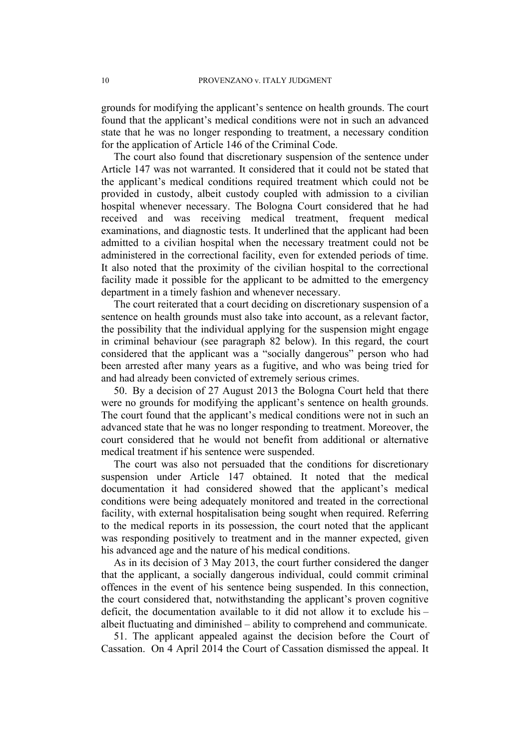grounds for modifying the applicant's sentence on health grounds. The court found that the applicant's medical conditions were not in such an advanced state that he was no longer responding to treatment, a necessary condition for the application of Article 146 of the Criminal Code.

The court also found that discretionary suspension of the sentence under Article 147 was not warranted. It considered that it could not be stated that the applicant's medical conditions required treatment which could not be provided in custody, albeit custody coupled with admission to a civilian hospital whenever necessary. The Bologna Court considered that he had received and was receiving medical treatment, frequent medical examinations, and diagnostic tests. It underlined that the applicant had been admitted to a civilian hospital when the necessary treatment could not be administered in the correctional facility, even for extended periods of time. It also noted that the proximity of the civilian hospital to the correctional facility made it possible for the applicant to be admitted to the emergency department in a timely fashion and whenever necessary.

The court reiterated that a court deciding on discretionary suspension of a sentence on health grounds must also take into account, as a relevant factor, the possibility that the individual applying for the suspension might engage in criminal behaviour (see paragraph 82 below). In this regard, the court considered that the applicant was a "socially dangerous" person who had been arrested after many years as a fugitive, and who was being tried for and had already been convicted of extremely serious crimes.

50. By a decision of 27 August 2013 the Bologna Court held that there were no grounds for modifying the applicant's sentence on health grounds. The court found that the applicant's medical conditions were not in such an advanced state that he was no longer responding to treatment. Moreover, the court considered that he would not benefit from additional or alternative medical treatment if his sentence were suspended.

The court was also not persuaded that the conditions for discretionary suspension under Article 147 obtained. It noted that the medical documentation it had considered showed that the applicant's medical conditions were being adequately monitored and treated in the correctional facility, with external hospitalisation being sought when required. Referring to the medical reports in its possession, the court noted that the applicant was responding positively to treatment and in the manner expected, given his advanced age and the nature of his medical conditions.

As in its decision of 3 May 2013, the court further considered the danger that the applicant, a socially dangerous individual, could commit criminal offences in the event of his sentence being suspended. In this connection, the court considered that, notwithstanding the applicant's proven cognitive deficit, the documentation available to it did not allow it to exclude his – albeit fluctuating and diminished – ability to comprehend and communicate.

51. The applicant appealed against the decision before the Court of Cassation. On 4 April 2014 the Court of Cassation dismissed the appeal. It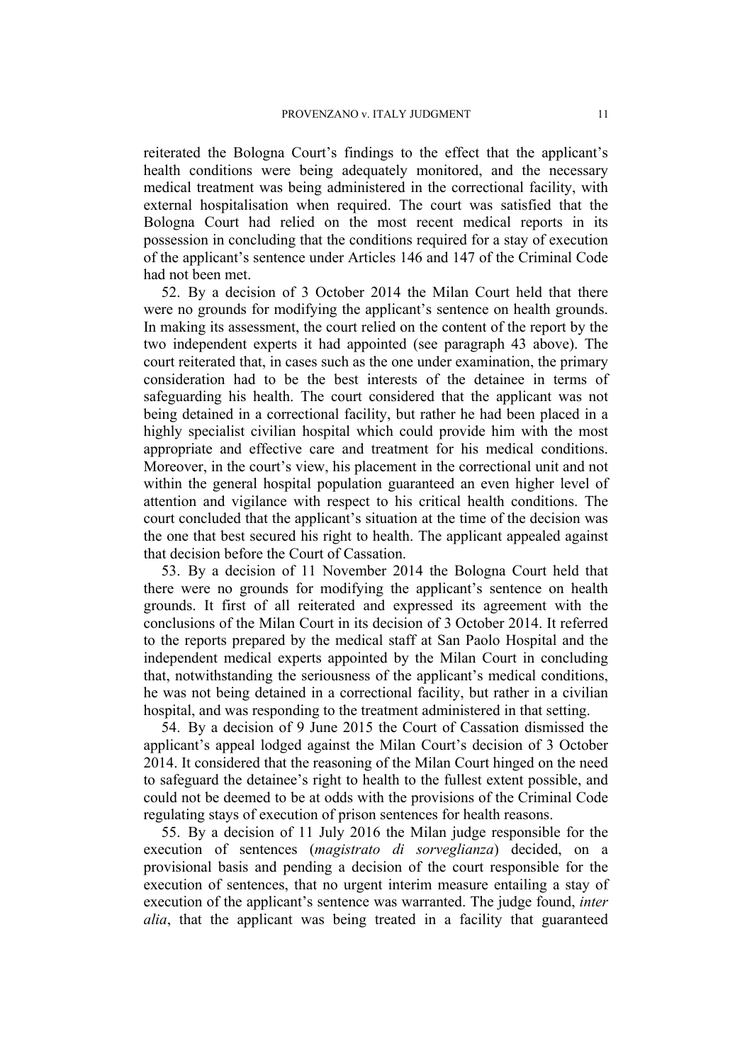reiterated the Bologna Court's findings to the effect that the applicant's health conditions were being adequately monitored, and the necessary medical treatment was being administered in the correctional facility, with external hospitalisation when required. The court was satisfied that the Bologna Court had relied on the most recent medical reports in its possession in concluding that the conditions required for a stay of execution of the applicant's sentence under Articles 146 and 147 of the Criminal Code had not been met.

52. By a decision of 3 October 2014 the Milan Court held that there were no grounds for modifying the applicant's sentence on health grounds. In making its assessment, the court relied on the content of the report by the two independent experts it had appointed (see paragraph 43 above). The court reiterated that, in cases such as the one under examination, the primary consideration had to be the best interests of the detainee in terms of safeguarding his health. The court considered that the applicant was not being detained in a correctional facility, but rather he had been placed in a highly specialist civilian hospital which could provide him with the most appropriate and effective care and treatment for his medical conditions. Moreover, in the court's view, his placement in the correctional unit and not within the general hospital population guaranteed an even higher level of attention and vigilance with respect to his critical health conditions. The court concluded that the applicant's situation at the time of the decision was the one that best secured his right to health. The applicant appealed against that decision before the Court of Cassation.

53. By a decision of 11 November 2014 the Bologna Court held that there were no grounds for modifying the applicant's sentence on health grounds. It first of all reiterated and expressed its agreement with the conclusions of the Milan Court in its decision of 3 October 2014. It referred to the reports prepared by the medical staff at San Paolo Hospital and the independent medical experts appointed by the Milan Court in concluding that, notwithstanding the seriousness of the applicant's medical conditions, he was not being detained in a correctional facility, but rather in a civilian hospital, and was responding to the treatment administered in that setting.

54. By a decision of 9 June 2015 the Court of Cassation dismissed the applicant's appeal lodged against the Milan Court's decision of 3 October 2014. It considered that the reasoning of the Milan Court hinged on the need to safeguard the detainee's right to health to the fullest extent possible, and could not be deemed to be at odds with the provisions of the Criminal Code regulating stays of execution of prison sentences for health reasons.

55. By a decision of 11 July 2016 the Milan judge responsible for the execution of sentences (*magistrato di sorveglianza*) decided, on a provisional basis and pending a decision of the court responsible for the execution of sentences, that no urgent interim measure entailing a stay of execution of the applicant's sentence was warranted. The judge found, *inter alia*, that the applicant was being treated in a facility that guaranteed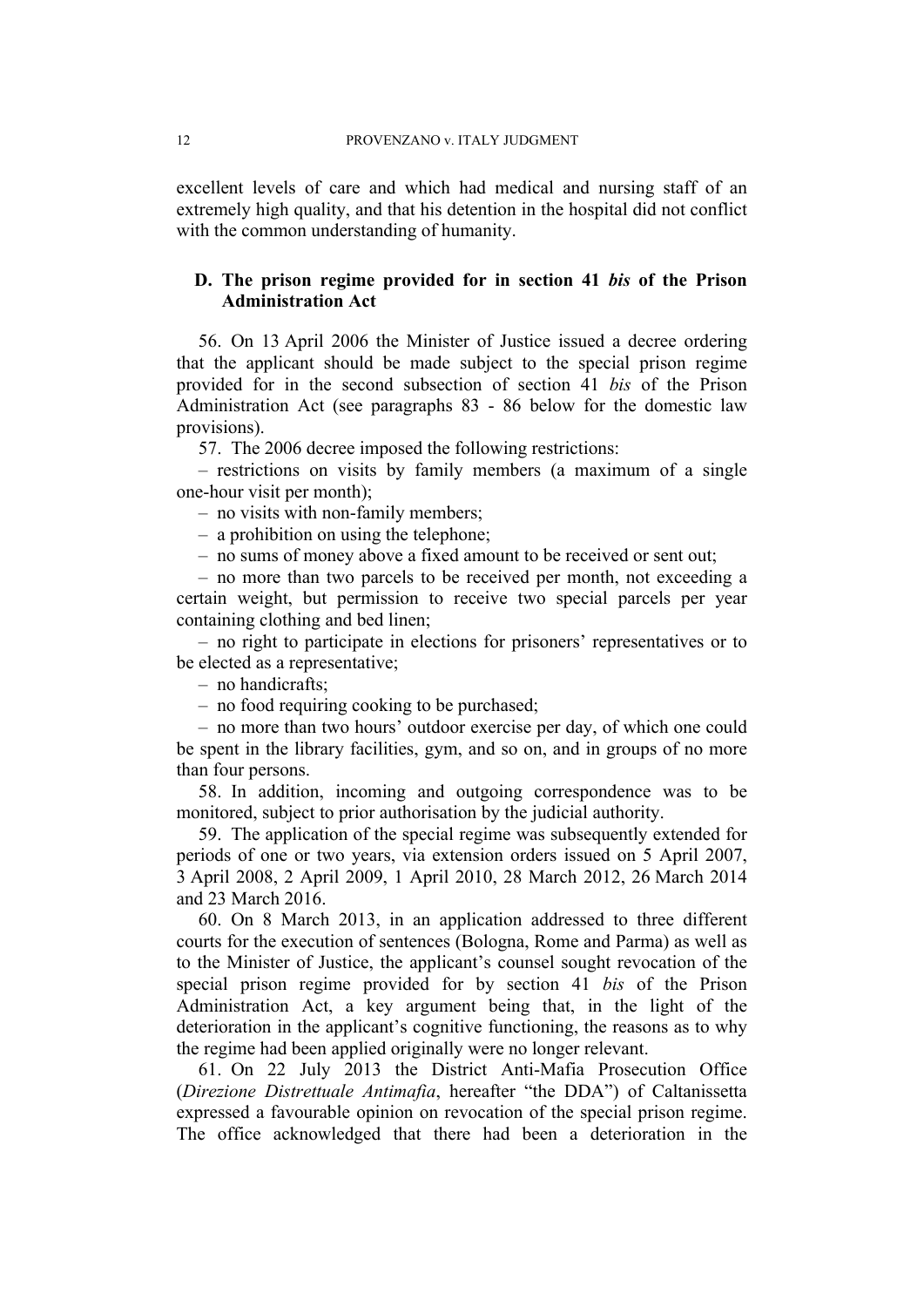excellent levels of care and which had medical and nursing staff of an extremely high quality, and that his detention in the hospital did not conflict with the common understanding of humanity.

### D. The prison regime provided for in section 41 *bis* of the Prison Administration Act

56. On 13 April 2006 the Minister of Justice issued a decree ordering that the applicant should be made subject to the special prison regime provided for in the second subsection of section 41 *bis* of the Prison Administration Act (see paragraphs 83 - 86 below for the domestic law provisions).

57. The 2006 decree imposed the following restrictions:

– restrictions on visits by family members (a maximum of a single one-hour visit per month);

– no visits with non-family members;

– a prohibition on using the telephone;

– no sums of money above a fixed amount to be received or sent out;

– no more than two parcels to be received per month, not exceeding a certain weight, but permission to receive two special parcels per year containing clothing and bed linen;

– no right to participate in elections for prisoners' representatives or to be elected as a representative;

– no handicrafts;

– no food requiring cooking to be purchased;

– no more than two hours' outdoor exercise per day, of which one could be spent in the library facilities, gym, and so on, and in groups of no more than four persons.

58. In addition, incoming and outgoing correspondence was to be monitored, subject to prior authorisation by the judicial authority.

59. The application of the special regime was subsequently extended for periods of one or two years, via extension orders issued on 5 April 2007, 3 April 2008, 2 April 2009, 1 April 2010, 28 March 2012, 26 March 2014 and 23 March 2016.

60. On 8 March 2013, in an application addressed to three different courts for the execution of sentences (Bologna, Rome and Parma) as well as to the Minister of Justice, the applicant's counsel sought revocation of the special prison regime provided for by section 41 *bis* of the Prison Administration Act, a key argument being that, in the light of the deterioration in the applicant's cognitive functioning, the reasons as to why the regime had been applied originally were no longer relevant.

61. On 22 July 2013 the District Anti-Mafia Prosecution Office (*Direzione Distrettuale Antimafia*, hereafter "the DDA") of Caltanissetta expressed a favourable opinion on revocation of the special prison regime. The office acknowledged that there had been a deterioration in the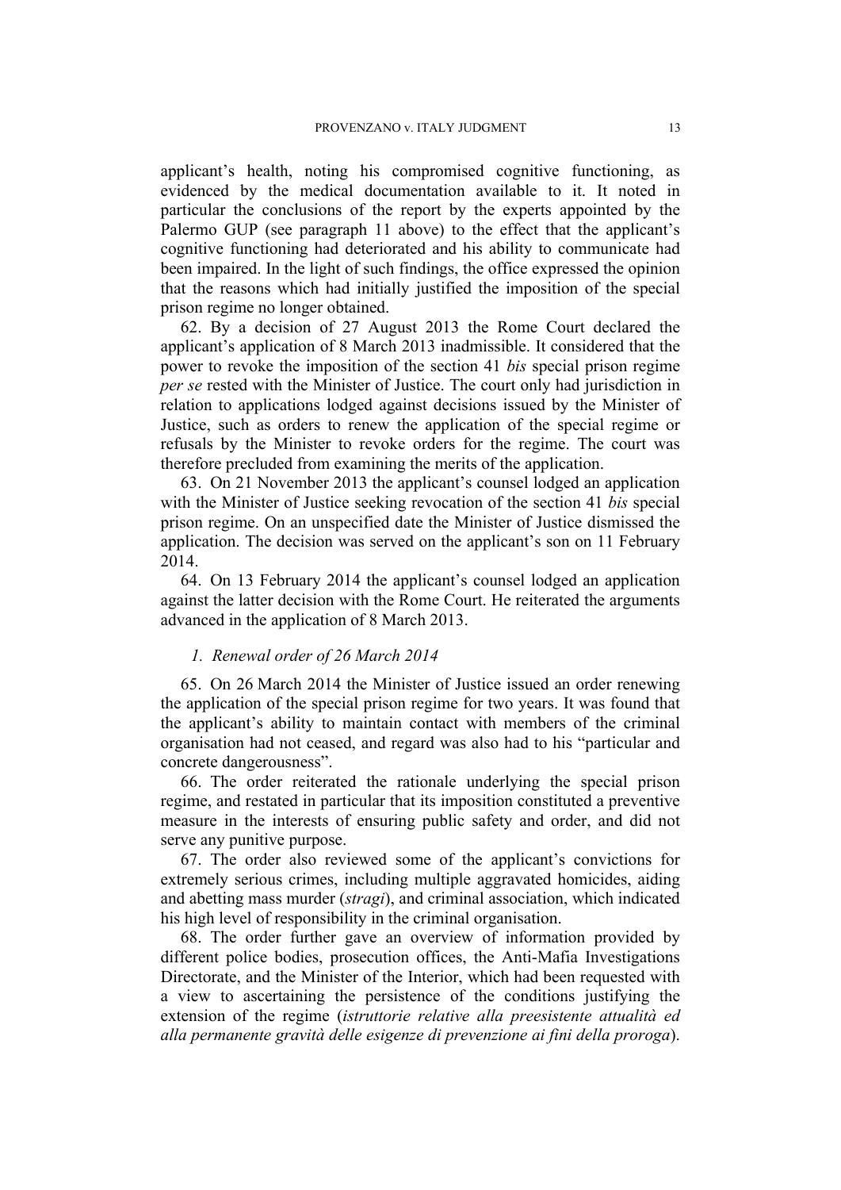applicant's health, noting his compromised cognitive functioning, as evidenced by the medical documentation available to it. It noted in particular the conclusions of the report by the experts appointed by the Palermo GUP (see paragraph 11 above) to the effect that the applicant's cognitive functioning had deteriorated and his ability to communicate had been impaired. In the light of such findings, the office expressed the opinion that the reasons which had initially justified the imposition of the special prison regime no longer obtained.

62. By a decision of 27 August 2013 the Rome Court declared the applicant's application of 8 March 2013 inadmissible. It considered that the power to revoke the imposition of the section 41 *bis* special prison regime *per se* rested with the Minister of Justice. The court only had jurisdiction in relation to applications lodged against decisions issued by the Minister of Justice, such as orders to renew the application of the special regime or refusals by the Minister to revoke orders for the regime. The court was therefore precluded from examining the merits of the application.

63. On 21 November 2013 the applicant's counsel lodged an application with the Minister of Justice seeking revocation of the section 41 *bis* special prison regime. On an unspecified date the Minister of Justice dismissed the application. The decision was served on the applicant's son on 11 February 2014.

64. On 13 February 2014 the applicant's counsel lodged an application against the latter decision with the Rome Court. He reiterated the arguments advanced in the application of 8 March 2013.

### *1. Renewal order of 26 March 2014*

65. On 26 March 2014 the Minister of Justice issued an order renewing the application of the special prison regime for two years. It was found that the applicant's ability to maintain contact with members of the criminal organisation had not ceased, and regard was also had to his "particular and concrete dangerousness".

66. The order reiterated the rationale underlying the special prison regime, and restated in particular that its imposition constituted a preventive measure in the interests of ensuring public safety and order, and did not serve any punitive purpose.

67. The order also reviewed some of the applicant's convictions for extremely serious crimes, including multiple aggravated homicides, aiding and abetting mass murder (*stragi*), and criminal association, which indicated his high level of responsibility in the criminal organisation.

68. The order further gave an overview of information provided by different police bodies, prosecution offices, the Anti-Mafia Investigations Directorate, and the Minister of the Interior, which had been requested with a view to ascertaining the persistence of the conditions justifying the extension of the regime (*istruttorie relative alla preesistente attualità ed alla permanente gravità delle esigenze di prevenzione ai fini della proroga*).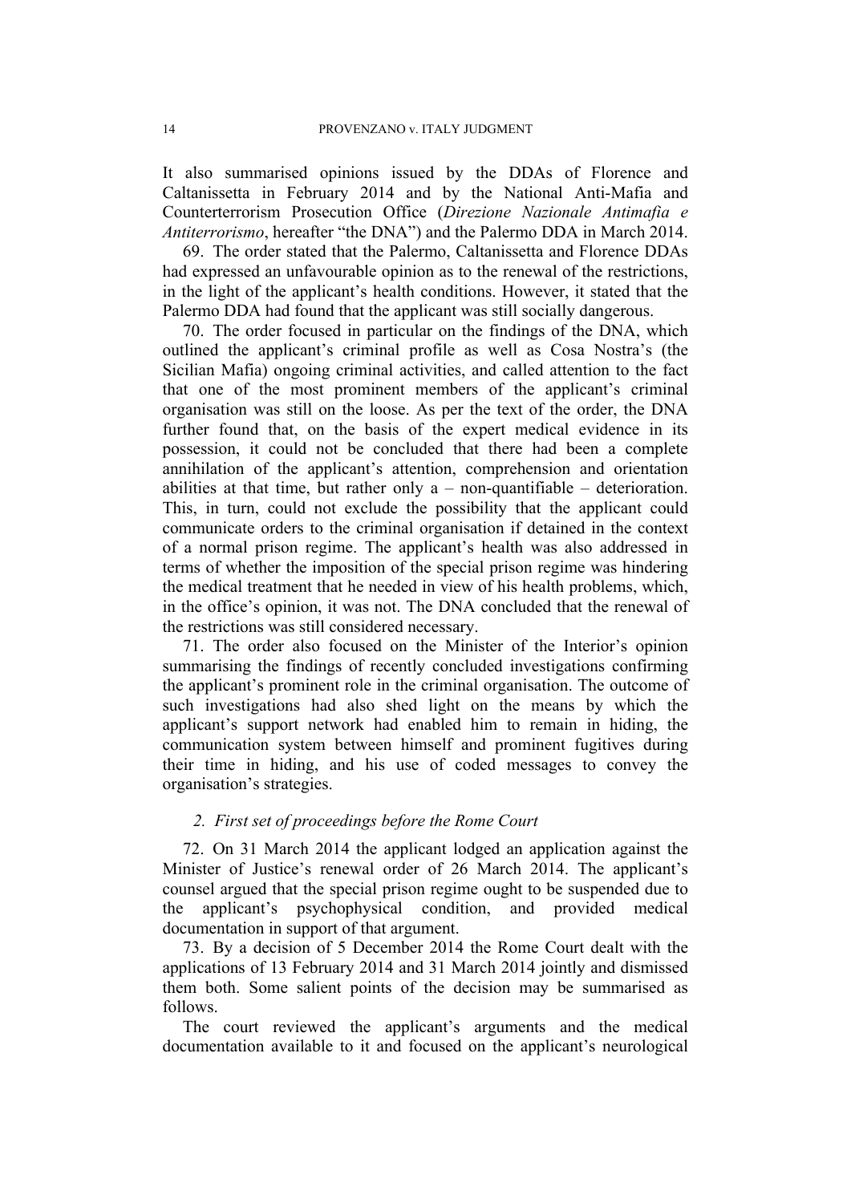It also summarised opinions issued by the DDAs of Florence and Caltanissetta in February 2014 and by the National Anti-Mafia and Counterterrorism Prosecution Office (*Direzione Nazionale Antimafia e Antiterrorismo*, hereafter "the DNA") and the Palermo DDA in March 2014.

69. The order stated that the Palermo, Caltanissetta and Florence DDAs had expressed an unfavourable opinion as to the renewal of the restrictions, in the light of the applicant's health conditions. However, it stated that the Palermo DDA had found that the applicant was still socially dangerous.

70. The order focused in particular on the findings of the DNA, which outlined the applicant's criminal profile as well as Cosa Nostra's (the Sicilian Mafia) ongoing criminal activities, and called attention to the fact that one of the most prominent members of the applicant's criminal organisation was still on the loose. As per the text of the order, the DNA further found that, on the basis of the expert medical evidence in its possession, it could not be concluded that there had been a complete annihilation of the applicant's attention, comprehension and orientation abilities at that time, but rather only a – non-quantifiable – deterioration. This, in turn, could not exclude the possibility that the applicant could communicate orders to the criminal organisation if detained in the context of a normal prison regime. The applicant's health was also addressed in terms of whether the imposition of the special prison regime was hindering the medical treatment that he needed in view of his health problems, which, in the office's opinion, it was not. The DNA concluded that the renewal of the restrictions was still considered necessary.

71. The order also focused on the Minister of the Interior's opinion summarising the findings of recently concluded investigations confirming the applicant's prominent role in the criminal organisation. The outcome of such investigations had also shed light on the means by which the applicant's support network had enabled him to remain in hiding, the communication system between himself and prominent fugitives during their time in hiding, and his use of coded messages to convey the organisation's strategies.

### *2. First set of proceedings before the Rome Court*

72. On 31 March 2014 the applicant lodged an application against the Minister of Justice's renewal order of 26 March 2014. The applicant's counsel argued that the special prison regime ought to be suspended due to the applicant's psychophysical condition, and provided medical documentation in support of that argument.

73. By a decision of 5 December 2014 the Rome Court dealt with the applications of 13 February 2014 and 31 March 2014 jointly and dismissed them both. Some salient points of the decision may be summarised as follows.

The court reviewed the applicant's arguments and the medical documentation available to it and focused on the applicant's neurological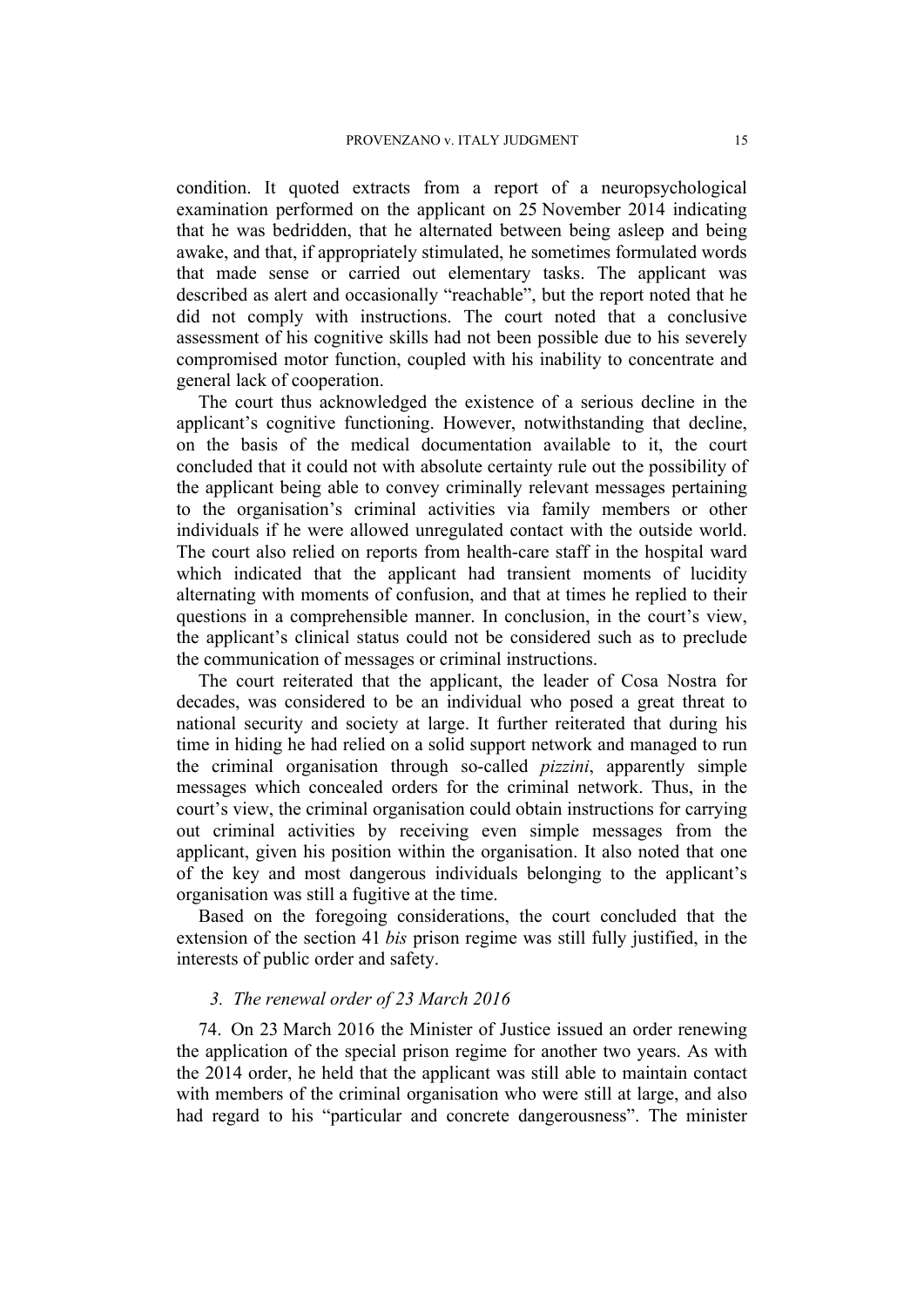condition. It quoted extracts from a report of a neuropsychological examination performed on the applicant on 25 November 2014 indicating that he was bedridden, that he alternated between being asleep and being awake, and that, if appropriately stimulated, he sometimes formulated words that made sense or carried out elementary tasks. The applicant was described as alert and occasionally "reachable", but the report noted that he did not comply with instructions. The court noted that a conclusive assessment of his cognitive skills had not been possible due to his severely compromised motor function, coupled with his inability to concentrate and general lack of cooperation.

The court thus acknowledged the existence of a serious decline in the applicant's cognitive functioning. However, notwithstanding that decline, on the basis of the medical documentation available to it, the court concluded that it could not with absolute certainty rule out the possibility of the applicant being able to convey criminally relevant messages pertaining to the organisation's criminal activities via family members or other individuals if he were allowed unregulated contact with the outside world. The court also relied on reports from health-care staff in the hospital ward which indicated that the applicant had transient moments of lucidity alternating with moments of confusion, and that at times he replied to their questions in a comprehensible manner. In conclusion, in the court's view, the applicant's clinical status could not be considered such as to preclude the communication of messages or criminal instructions.

The court reiterated that the applicant, the leader of Cosa Nostra for decades, was considered to be an individual who posed a great threat to national security and society at large. It further reiterated that during his time in hiding he had relied on a solid support network and managed to run the criminal organisation through so-called *pizzini*, apparently simple messages which concealed orders for the criminal network. Thus, in the court's view, the criminal organisation could obtain instructions for carrying out criminal activities by receiving even simple messages from the applicant, given his position within the organisation. It also noted that one of the key and most dangerous individuals belonging to the applicant's organisation was still a fugitive at the time.

Based on the foregoing considerations, the court concluded that the extension of the section 41 *bis* prison regime was still fully justified, in the interests of public order and safety.

### *3. The renewal order of 23 March 2016*

74. On 23 March 2016 the Minister of Justice issued an order renewing the application of the special prison regime for another two years. As with the 2014 order, he held that the applicant was still able to maintain contact with members of the criminal organisation who were still at large, and also had regard to his "particular and concrete dangerousness". The minister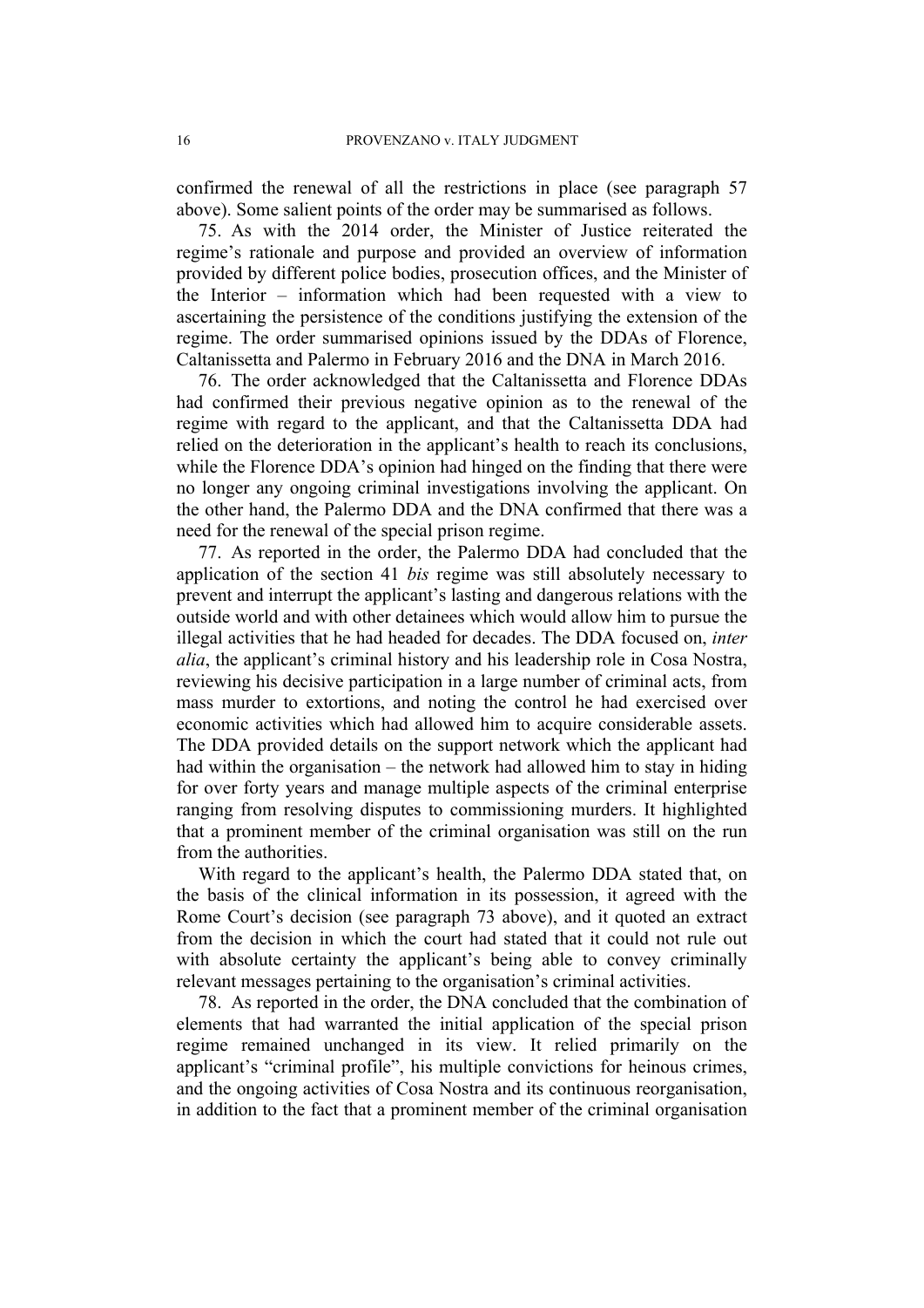confirmed the renewal of all the restrictions in place (see paragraph 57 above). Some salient points of the order may be summarised as follows.

75. As with the 2014 order, the Minister of Justice reiterated the regime's rationale and purpose and provided an overview of information provided by different police bodies, prosecution offices, and the Minister of the Interior – information which had been requested with a view to ascertaining the persistence of the conditions justifying the extension of the regime. The order summarised opinions issued by the DDAs of Florence, Caltanissetta and Palermo in February 2016 and the DNA in March 2016.

76. The order acknowledged that the Caltanissetta and Florence DDAs had confirmed their previous negative opinion as to the renewal of the regime with regard to the applicant, and that the Caltanissetta DDA had relied on the deterioration in the applicant's health to reach its conclusions, while the Florence DDA's opinion had hinged on the finding that there were no longer any ongoing criminal investigations involving the applicant. On the other hand, the Palermo DDA and the DNA confirmed that there was a need for the renewal of the special prison regime.

77. As reported in the order, the Palermo DDA had concluded that the application of the section 41 *bis* regime was still absolutely necessary to prevent and interrupt the applicant's lasting and dangerous relations with the outside world and with other detainees which would allow him to pursue the illegal activities that he had headed for decades. The DDA focused on, *inter alia*, the applicant's criminal history and his leadership role in Cosa Nostra, reviewing his decisive participation in a large number of criminal acts, from mass murder to extortions, and noting the control he had exercised over economic activities which had allowed him to acquire considerable assets. The DDA provided details on the support network which the applicant had had within the organisation – the network had allowed him to stay in hiding for over forty years and manage multiple aspects of the criminal enterprise ranging from resolving disputes to commissioning murders. It highlighted that a prominent member of the criminal organisation was still on the run from the authorities.

With regard to the applicant's health, the Palermo DDA stated that, on the basis of the clinical information in its possession, it agreed with the Rome Court's decision (see paragraph 73 above), and it quoted an extract from the decision in which the court had stated that it could not rule out with absolute certainty the applicant's being able to convey criminally relevant messages pertaining to the organisation's criminal activities.

78. As reported in the order, the DNA concluded that the combination of elements that had warranted the initial application of the special prison regime remained unchanged in its view. It relied primarily on the applicant's "criminal profile", his multiple convictions for heinous crimes, and the ongoing activities of Cosa Nostra and its continuous reorganisation, in addition to the fact that a prominent member of the criminal organisation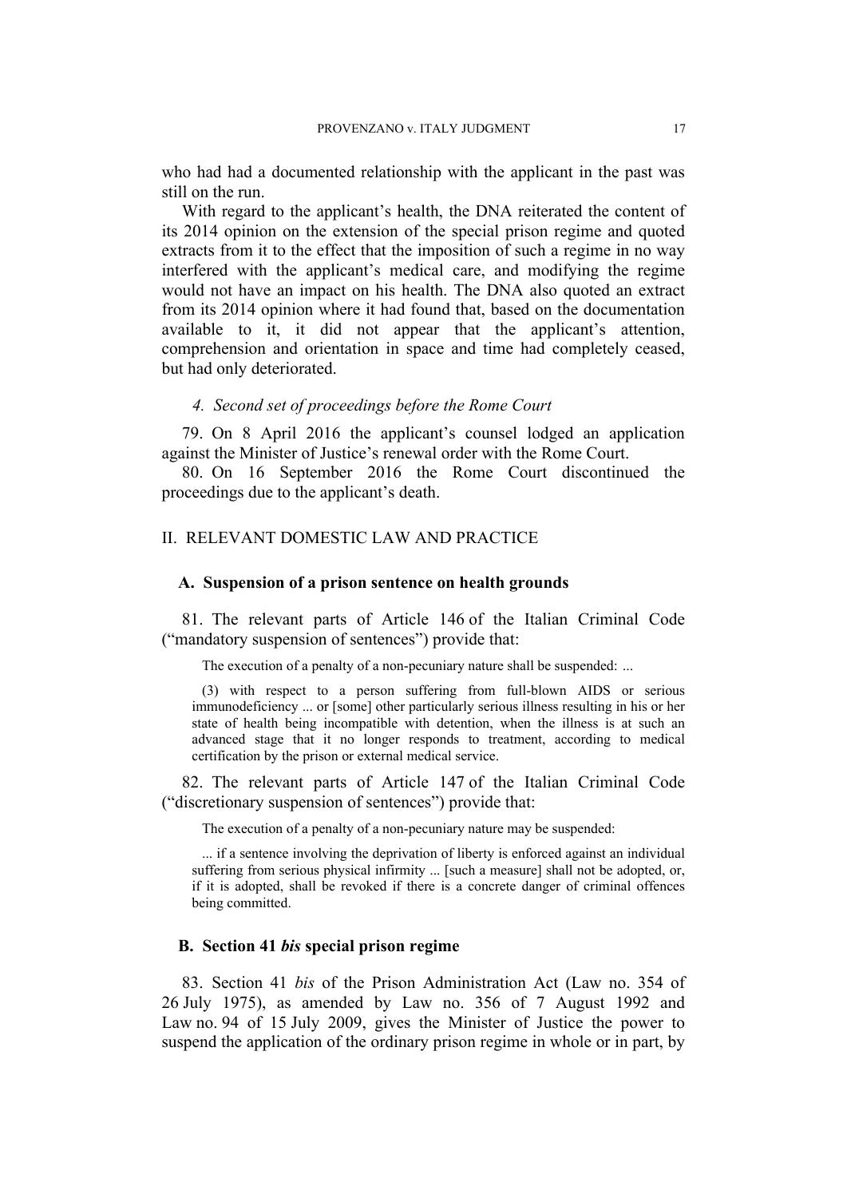who had had a documented relationship with the applicant in the past was still on the run.

With regard to the applicant's health, the DNA reiterated the content of its 2014 opinion on the extension of the special prison regime and quoted extracts from it to the effect that the imposition of such a regime in no way interfered with the applicant's medical care, and modifying the regime would not have an impact on his health. The DNA also quoted an extract from its 2014 opinion where it had found that, based on the documentation available to it, it did not appear that the applicant's attention, comprehension and orientation in space and time had completely ceased, but had only deteriorated.

#### *4. Second set of proceedings before the Rome Court*

79. On 8 April 2016 the applicant's counsel lodged an application against the Minister of Justice's renewal order with the Rome Court.

80. On 16 September 2016 the Rome Court discontinued the proceedings due to the applicant's death.

## II. RELEVANT DOMESTIC LAW AND PRACTICE

### A. Suspension of a prison sentence on health grounds

81. The relevant parts of Article 146 of the Italian Criminal Code ("mandatory suspension of sentences") provide that:

> The execution of a penalty of a non-pecuniary nature shall be suspended: ...
>
> (3) with respect to a person suffering from full-blown AIDS or serious immunodeficiency ... or [some] other particularly serious illness resulting in his or her state of health being incompatible with detention, when the illness is at such an advanced stage that it no longer responds to treatment, according to medical certification by the prison or external medical service.

82. The relevant parts of Article 147 of the Italian Criminal Code ("discretionary suspension of sentences") provide that:

> The execution of a penalty of a non-pecuniary nature may be suspended:
>
> ... if a sentence involving the deprivation of liberty is enforced against an individual suffering from serious physical infirmity ... [such a measure] shall not be adopted, or, if it is adopted, shall be revoked if there is a concrete danger of criminal offences being committed.

### B. Section 41 *bis* special prison regime

83. Section 41 *bis* of the Prison Administration Act (Law no. 354 of 26 July 1975), as amended by Law no. 356 of 7 August 1992 and Law no. 94 of 15 July 2009, gives the Minister of Justice the power to suspend the application of the ordinary prison regime in whole or in part, by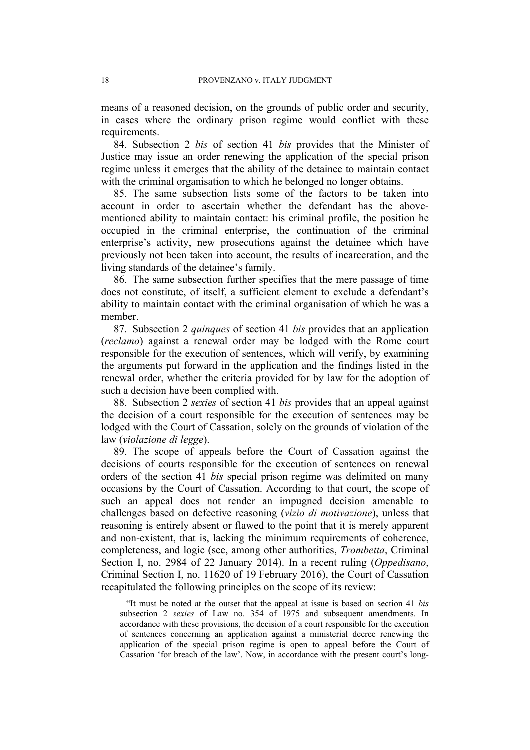means of a reasoned decision, on the grounds of public order and security, in cases where the ordinary prison regime would conflict with these requirements.

84. Subsection 2 *bis* of section 41 *bis* provides that the Minister of Justice may issue an order renewing the application of the special prison regime unless it emerges that the ability of the detainee to maintain contact with the criminal organisation to which he belonged no longer obtains.

85. The same subsection lists some of the factors to be taken into account in order to ascertain whether the defendant has the above-mentioned ability to maintain contact: his criminal profile, the position he occupied in the criminal enterprise, the continuation of the criminal enterprise's activity, new prosecutions against the detainee which have previously not been taken into account, the results of incarceration, and the living standards of the detainee's family.

86. The same subsection further specifies that the mere passage of time does not constitute, of itself, a sufficient element to exclude a defendant's ability to maintain contact with the criminal organisation of which he was a member.

87. Subsection 2 *quinques* of section 41 *bis* provides that an application (*reclamo*) against a renewal order may be lodged with the Rome court responsible for the execution of sentences, which will verify, by examining the arguments put forward in the application and the findings listed in the renewal order, whether the criteria provided for by law for the adoption of such a decision have been complied with.

88. Subsection 2 *sexies* of section 41 *bis* provides that an appeal against the decision of a court responsible for the execution of sentences may be lodged with the Court of Cassation, solely on the grounds of violation of the law (*violazione di legge*).

89. The scope of appeals before the Court of Cassation against the decisions of courts responsible for the execution of sentences on renewal orders of the section 41 *bis* special prison regime was delimited on many occasions by the Court of Cassation. According to that court, the scope of such an appeal does not render an impugned decision amenable to challenges based on defective reasoning (*vizio di motivazione*), unless that reasoning is entirely absent or flawed to the point that it is merely apparent and non-existent, that is, lacking the minimum requirements of coherence, completeness, and logic (see, among other authorities, *Trombetta*, Criminal Section I, no. 2984 of 22 January 2014). In a recent ruling (*Oppedisano*, Criminal Section I, no. 11620 of 19 February 2016), the Court of Cassation recapitulated the following principles on the scope of its review:

> "It must be noted at the outset that the appeal at issue is based on section 41 *bis* subsection 2 *sexies* of Law no. 354 of 1975 and subsequent amendments. In accordance with these provisions, the decision of a court responsible for the execution of sentences concerning an application against a ministerial decree renewing the application of the special prison regime is open to appeal before the Court of Cassation 'for breach of the law'. Now, in accordance with the present court's long-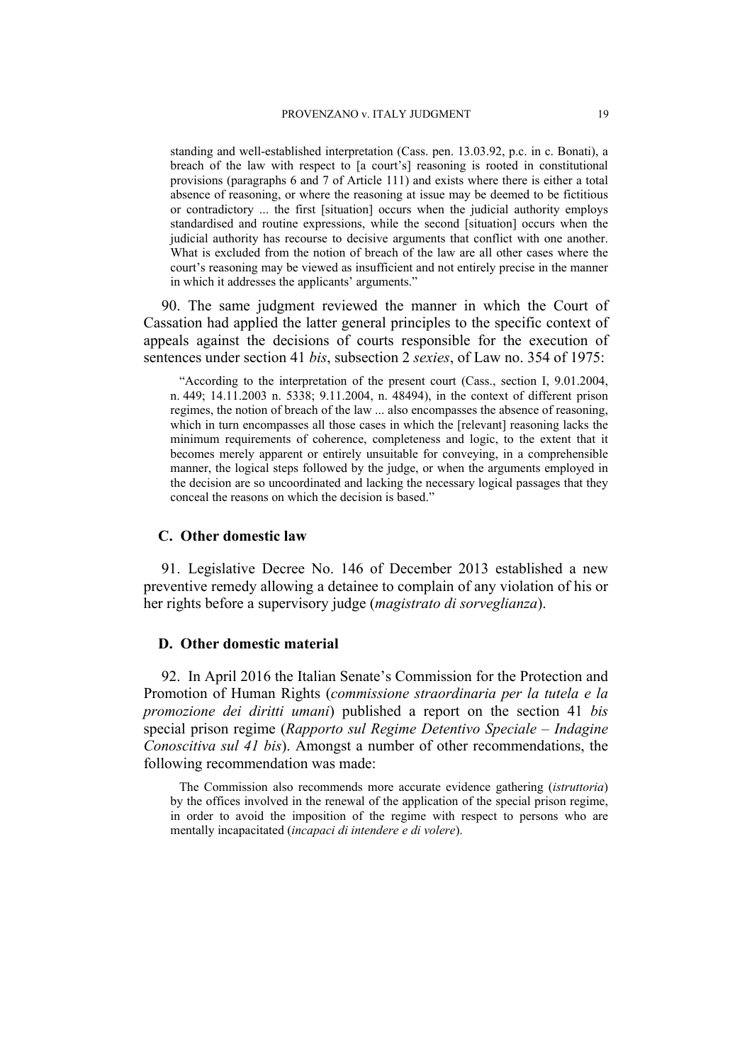> standing and well-established interpretation (Cass. pen. 13.03.92, p.c. in c. Bonati), a breach of the law with respect to [a court's] reasoning is rooted in constitutional provisions (paragraphs 6 and 7 of Article 111) and exists where there is either a total absence of reasoning, or where the reasoning at issue may be deemed to be fictitious or contradictory ... the first [situation] occurs when the judicial authority employs standardised and routine expressions, while the second [situation] occurs when the judicial authority has recourse to decisive arguments that conflict with one another. What is excluded from the notion of breach of the law are all other cases where the court's reasoning may be viewed as insufficient and not entirely precise in the manner in which it addresses the applicants' arguments."

90. The same judgment reviewed the manner in which the Court of Cassation had applied the latter general principles to the specific context of appeals against the decisions of courts responsible for the execution of sentences under section 41 *bis*, subsection 2 *sexies*, of Law no. 354 of 1975:

> "According to the interpretation of the present court (Cass., section I, 9.01.2004, n. 449; 14.11.2003 n. 5338; 9.11.2004, n. 48494), in the context of different prison regimes, the notion of breach of the law ... also encompasses the absence of reasoning, which in turn encompasses all those cases in which the [relevant] reasoning lacks the minimum requirements of coherence, completeness and logic, to the extent that it becomes merely apparent or entirely unsuitable for conveying, in a comprehensible manner, the logical steps followed by the judge, or when the arguments employed in the decision are so uncoordinated and lacking the necessary logical passages that they conceal the reasons on which the decision is based."

### C. Other domestic law

91. Legislative Decree No. 146 of December 2013 established a new preventive remedy allowing a detainee to complain of any violation of his or her rights before a supervisory judge (*magistrato di sorveglianza*).

### D. Other domestic material

92. In April 2016 the Italian Senate's Commission for the Protection and Promotion of Human Rights (*commissione straordinaria per la tutela e la promozione dei diritti umani*) published a report on the section 41 *bis* special prison regime (*Rapporto sul Regime Detentivo Speciale – Indagine Conoscitiva sul 41 bis*). Amongst a number of other recommendations, the following recommendation was made:

> The Commission also recommends more accurate evidence gathering (*istruttoria*) by the offices involved in the renewal of the application of the special prison regime, in order to avoid the imposition of the regime with respect to persons who are mentally incapacitated (*incapaci di intendere e di volere*).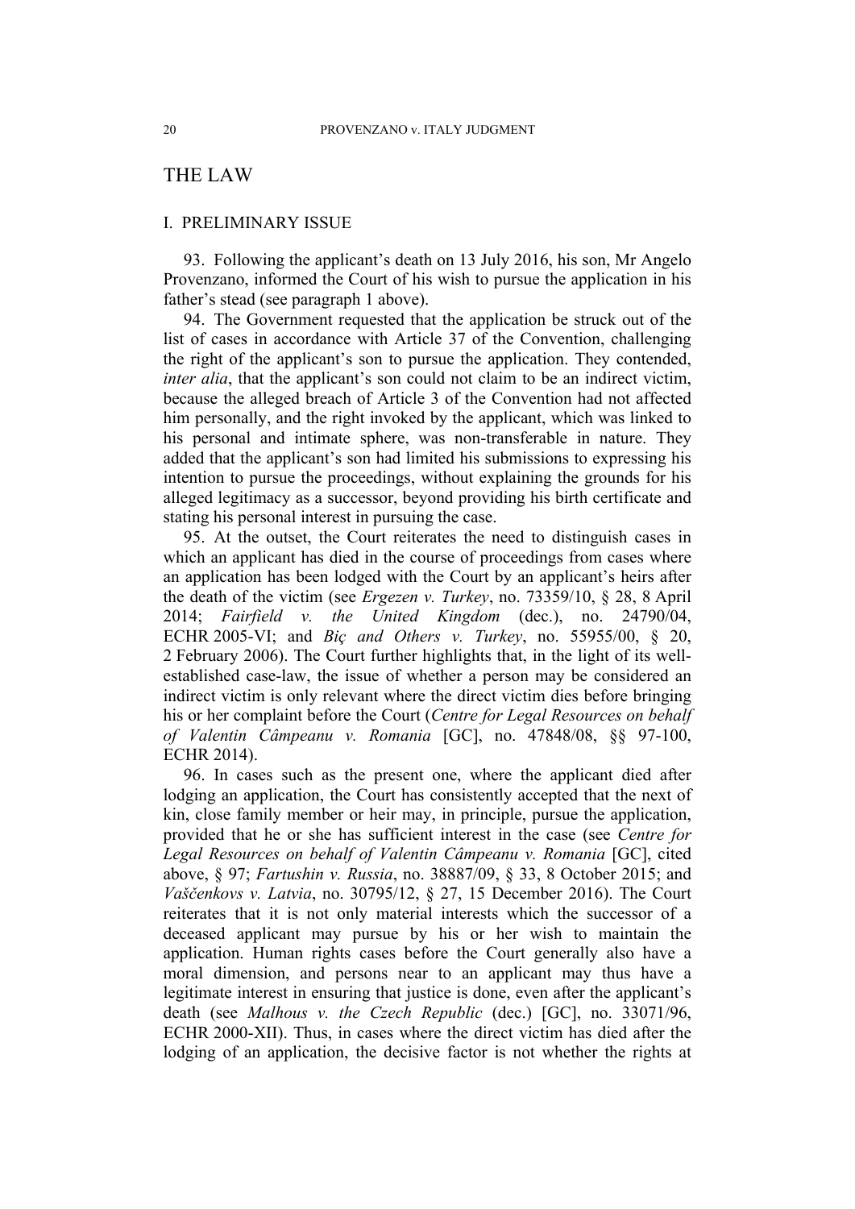# THE LAW

## I. PRELIMINARY ISSUE

93. Following the applicant's death on 13 July 2016, his son, Mr Angelo Provenzano, informed the Court of his wish to pursue the application in his father's stead (see paragraph 1 above).

94. The Government requested that the application be struck out of the list of cases in accordance with Article 37 of the Convention, challenging the right of the applicant's son to pursue the application. They contended, *inter alia*, that the applicant's son could not claim to be an indirect victim, because the alleged breach of Article 3 of the Convention had not affected him personally, and the right invoked by the applicant, which was linked to his personal and intimate sphere, was non-transferable in nature. They added that the applicant's son had limited his submissions to expressing his intention to pursue the proceedings, without explaining the grounds for his alleged legitimacy as a successor, beyond providing his birth certificate and stating his personal interest in pursuing the case.

95. At the outset, the Court reiterates the need to distinguish cases in which an applicant has died in the course of proceedings from cases where an application has been lodged with the Court by an applicant's heirs after the death of the victim (see *Ergezen v. Turkey*, no. 73359/10, § 28, 8 April 2014; *Fairfield v. the United Kingdom* (dec.), no. 24790/04, ECHR 2005-VI; and *Biç and Others v. Turkey*, no. 55955/00, § 20, 2 February 2006). The Court further highlights that, in the light of its well-established case-law, the issue of whether a person may be considered an indirect victim is only relevant where the direct victim dies before bringing his or her complaint before the Court (*Centre for Legal Resources on behalf of Valentin Câmpeanu v. Romania* [GC], no. 47848/08, §§ 97-100, ECHR 2014).

96. In cases such as the present one, where the applicant died after lodging an application, the Court has consistently accepted that the next of kin, close family member or heir may, in principle, pursue the application, provided that he or she has sufficient interest in the case (see *Centre for Legal Resources on behalf of Valentin Câmpeanu v. Romania* [GC], cited above, § 97; *Fartushin v. Russia*, no. 38887/09, § 33, 8 October 2015; and *Vaščenkovs v. Latvia*, no. 30795/12, § 27, 15 December 2016). The Court reiterates that it is not only material interests which the successor of a deceased applicant may pursue by his or her wish to maintain the application. Human rights cases before the Court generally also have a moral dimension, and persons near to an applicant may thus have a legitimate interest in ensuring that justice is done, even after the applicant's death (see *Malhous v. the Czech Republic* (dec.) [GC], no. 33071/96, ECHR 2000-XII). Thus, in cases where the direct victim has died after the lodging of an application, the decisive factor is not whether the rights at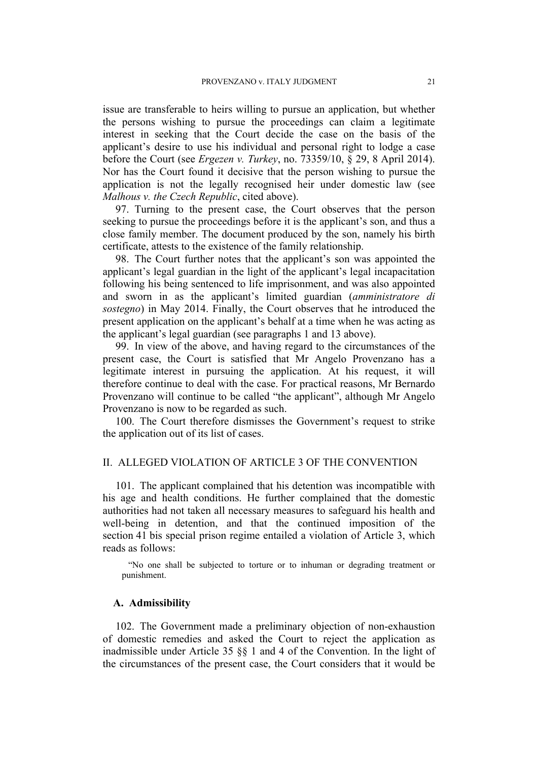issue are transferable to heirs willing to pursue an application, but whether the persons wishing to pursue the proceedings can claim a legitimate interest in seeking that the Court decide the case on the basis of the applicant's desire to use his individual and personal right to lodge a case before the Court (see *Ergezen v. Turkey*, no. 73359/10, § 29, 8 April 2014). Nor has the Court found it decisive that the person wishing to pursue the application is not the legally recognised heir under domestic law (see *Malhous v. the Czech Republic*, cited above).

97. Turning to the present case, the Court observes that the person seeking to pursue the proceedings before it is the applicant's son, and thus a close family member. The document produced by the son, namely his birth certificate, attests to the existence of the family relationship.

98. The Court further notes that the applicant's son was appointed the applicant's legal guardian in the light of the applicant's legal incapacitation following his being sentenced to life imprisonment, and was also appointed and sworn in as the applicant's limited guardian (*amministratore di sostegno*) in May 2014. Finally, the Court observes that he introduced the present application on the applicant's behalf at a time when he was acting as the applicant's legal guardian (see paragraphs 1 and 13 above).

99. In view of the above, and having regard to the circumstances of the present case, the Court is satisfied that Mr Angelo Provenzano has a legitimate interest in pursuing the application. At his request, it will therefore continue to deal with the case. For practical reasons, Mr Bernardo Provenzano will continue to be called "the applicant", although Mr Angelo Provenzano is now to be regarded as such.

100. The Court therefore dismisses the Government's request to strike the application out of its list of cases.

## II. ALLEGED VIOLATION OF ARTICLE 3 OF THE CONVENTION

101. The applicant complained that his detention was incompatible with his age and health conditions. He further complained that the domestic authorities had not taken all necessary measures to safeguard his health and well-being in detention, and that the continued imposition of the section 41 bis special prison regime entailed a violation of Article 3, which reads as follows:

> "No one shall be subjected to torture or to inhuman or degrading treatment or punishment.

### A. Admissibility

102. The Government made a preliminary objection of non-exhaustion of domestic remedies and asked the Court to reject the application as inadmissible under Article 35 §§ 1 and 4 of the Convention. In the light of the circumstances of the present case, the Court considers that it would be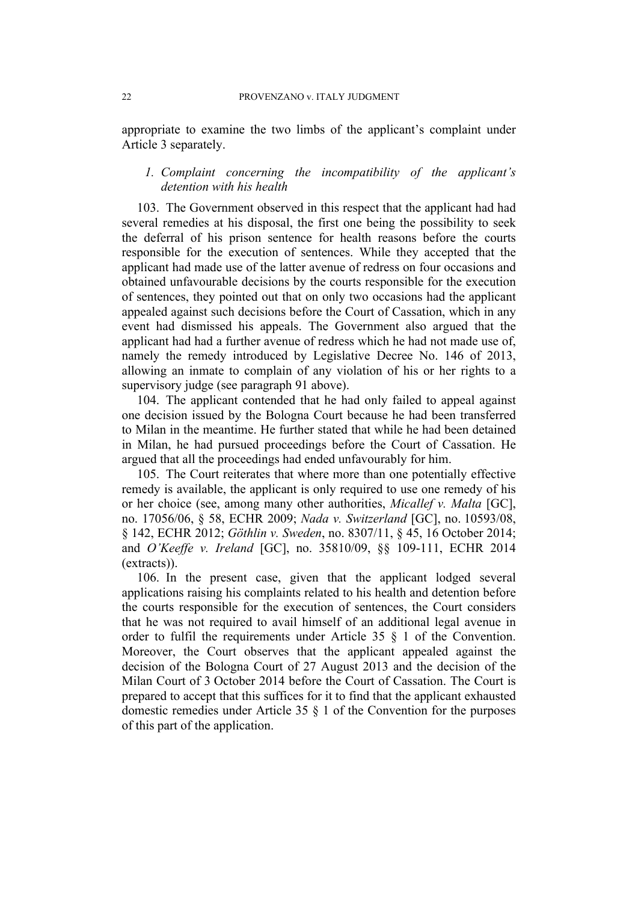appropriate to examine the two limbs of the applicant's complaint under Article 3 separately.

### 1. *Complaint concerning the incompatibility of the applicant's detention with his health*

103. The Government observed in this respect that the applicant had had several remedies at his disposal, the first one being the possibility to seek the deferral of his prison sentence for health reasons before the courts responsible for the execution of sentences. While they accepted that the applicant had made use of the latter avenue of redress on four occasions and obtained unfavourable decisions by the courts responsible for the execution of sentences, they pointed out that on only two occasions had the applicant appealed against such decisions before the Court of Cassation, which in any event had dismissed his appeals. The Government also argued that the applicant had had a further avenue of redress which he had not made use of, namely the remedy introduced by Legislative Decree No. 146 of 2013, allowing an inmate to complain of any violation of his or her rights to a supervisory judge (see paragraph 91 above).

104. The applicant contended that he had only failed to appeal against one decision issued by the Bologna Court because he had been transferred to Milan in the meantime. He further stated that while he had been detained in Milan, he had pursued proceedings before the Court of Cassation. He argued that all the proceedings had ended unfavourably for him.

105. The Court reiterates that where more than one potentially effective remedy is available, the applicant is only required to use one remedy of his or her choice (see, among many other authorities, *Micallef v. Malta* [GC], no. 17056/06, § 58, ECHR 2009; *Nada v. Switzerland* [GC], no. 10593/08, § 142, ECHR 2012; *Göthlin v. Sweden*, no. 8307/11, § 45, 16 October 2014; and *O'Keeffe v. Ireland* [GC], no. 35810/09, §§ 109-111, ECHR 2014 (extracts)).

106. In the present case, given that the applicant lodged several applications raising his complaints related to his health and detention before the courts responsible for the execution of sentences, the Court considers that he was not required to avail himself of an additional legal avenue in order to fulfil the requirements under Article 35 § 1 of the Convention. Moreover, the Court observes that the applicant appealed against the decision of the Bologna Court of 27 August 2013 and the decision of the Milan Court of 3 October 2014 before the Court of Cassation. The Court is prepared to accept that this suffices for it to find that the applicant exhausted domestic remedies under Article 35 § 1 of the Convention for the purposes of this part of the application.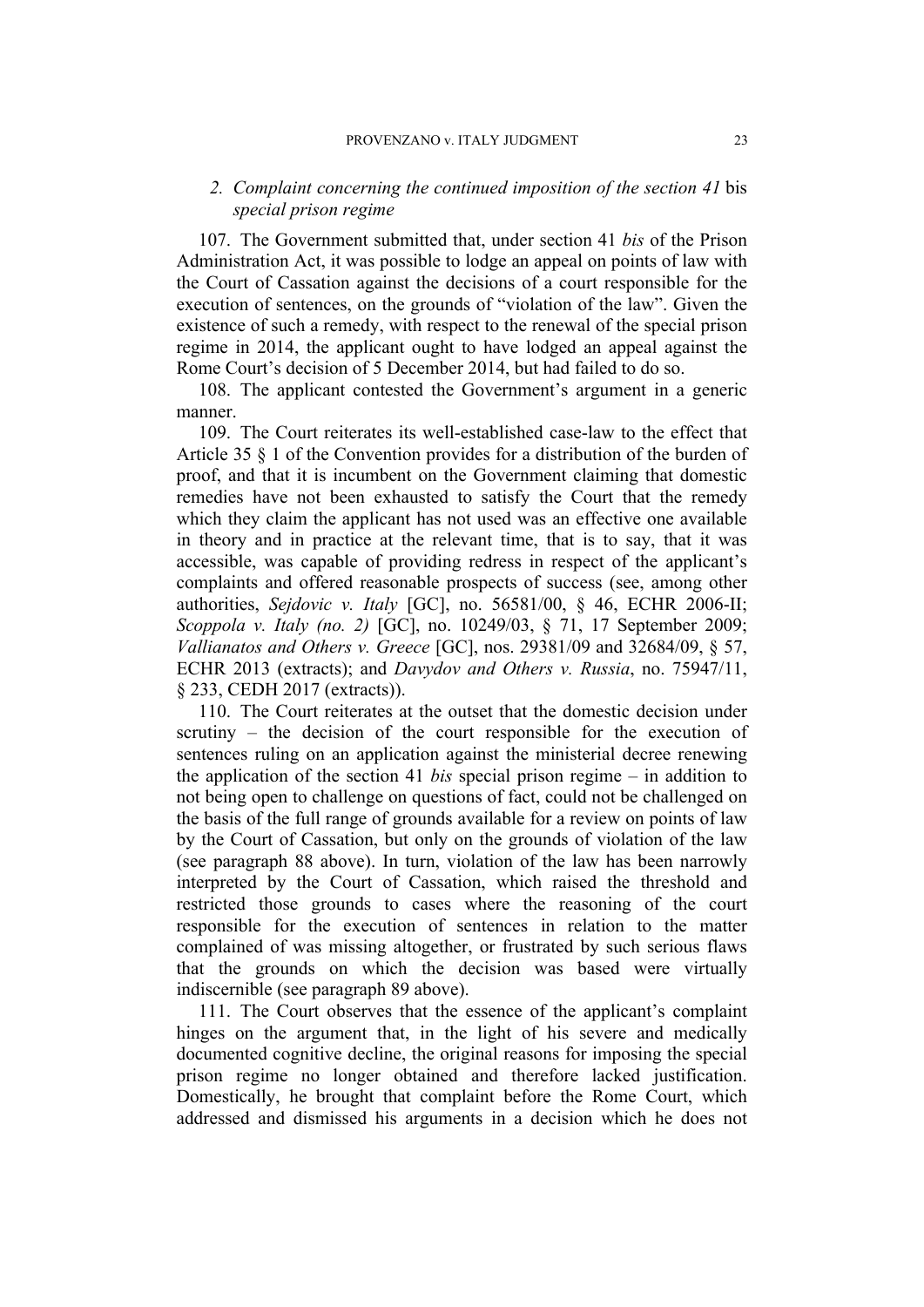*2. Complaint concerning the continued imposition of the section 41* bis *special prison regime*

107. The Government submitted that, under section 41 *bis* of the Prison Administration Act, it was possible to lodge an appeal on points of law with the Court of Cassation against the decisions of a court responsible for the execution of sentences, on the grounds of "violation of the law". Given the existence of such a remedy, with respect to the renewal of the special prison regime in 2014, the applicant ought to have lodged an appeal against the Rome Court's decision of 5 December 2014, but had failed to do so.

108. The applicant contested the Government's argument in a generic manner.

109. The Court reiterates its well-established case-law to the effect that Article 35 § 1 of the Convention provides for a distribution of the burden of proof, and that it is incumbent on the Government claiming that domestic remedies have not been exhausted to satisfy the Court that the remedy which they claim the applicant has not used was an effective one available in theory and in practice at the relevant time, that is to say, that it was accessible, was capable of providing redress in respect of the applicant's complaints and offered reasonable prospects of success (see, among other authorities, *Sejdovic v. Italy* [GC], no. 56581/00, § 46, ECHR 2006-II; *Scoppola v. Italy (no. 2)* [GC], no. 10249/03, § 71, 17 September 2009; *Vallianatos and Others v. Greece* [GC], nos. 29381/09 and 32684/09, § 57, ECHR 2013 (extracts); and *Davydov and Others v. Russia*, no. 75947/11, § 233, CEDH 2017 (extracts)).

110. The Court reiterates at the outset that the domestic decision under scrutiny – the decision of the court responsible for the execution of sentences ruling on an application against the ministerial decree renewing the application of the section 41 *bis* special prison regime – in addition to not being open to challenge on questions of fact, could not be challenged on the basis of the full range of grounds available for a review on points of law by the Court of Cassation, but only on the grounds of violation of the law (see paragraph 88 above). In turn, violation of the law has been narrowly interpreted by the Court of Cassation, which raised the threshold and restricted those grounds to cases where the reasoning of the court responsible for the execution of sentences in relation to the matter complained of was missing altogether, or frustrated by such serious flaws that the grounds on which the decision was based were virtually indiscernible (see paragraph 89 above).

111. The Court observes that the essence of the applicant's complaint hinges on the argument that, in the light of his severe and medically documented cognitive decline, the original reasons for imposing the special prison regime no longer obtained and therefore lacked justification. Domestically, he brought that complaint before the Rome Court, which addressed and dismissed his arguments in a decision which he does not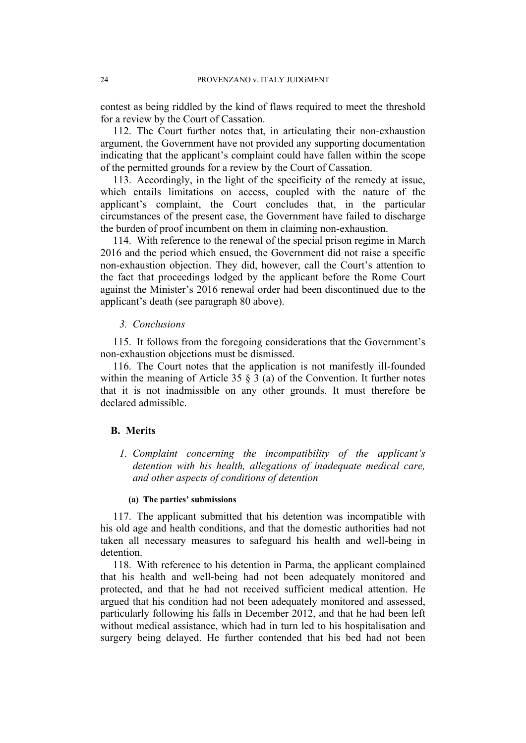contest as being riddled by the kind of flaws required to meet the threshold for a review by the Court of Cassation.

112. The Court further notes that, in articulating their non-exhaustion argument, the Government have not provided any supporting documentation indicating that the applicant's complaint could have fallen within the scope of the permitted grounds for a review by the Court of Cassation.

113. Accordingly, in the light of the specificity of the remedy at issue, which entails limitations on access, coupled with the nature of the applicant's complaint, the Court concludes that, in the particular circumstances of the present case, the Government have failed to discharge the burden of proof incumbent on them in claiming non-exhaustion.

114. With reference to the renewal of the special prison regime in March 2016 and the period which ensued, the Government did not raise a specific non-exhaustion objection. They did, however, call the Court's attention to the fact that proceedings lodged by the applicant before the Rome Court against the Minister's 2016 renewal order had been discontinued due to the applicant's death (see paragraph 80 above).

#### *3. Conclusions*

115. It follows from the foregoing considerations that the Government's non-exhaustion objections must be dismissed.

116. The Court notes that the application is not manifestly ill-founded within the meaning of Article 35 § 3 (a) of the Convention. It further notes that it is not inadmissible on any other grounds. It must therefore be declared admissible.

### B. Merits

#### *1. Complaint concerning the incompatibility of the applicant's detention with his health, allegations of inadequate medical care, and other aspects of conditions of detention*

##### (a) The parties' submissions

117. The applicant submitted that his detention was incompatible with his old age and health conditions, and that the domestic authorities had not taken all necessary measures to safeguard his health and well-being in detention.

118. With reference to his detention in Parma, the applicant complained that his health and well-being had not been adequately monitored and protected, and that he had not received sufficient medical attention. He argued that his condition had not been adequately monitored and assessed, particularly following his falls in December 2012, and that he had been left without medical assistance, which had in turn led to his hospitalisation and surgery being delayed. He further contended that his bed had not been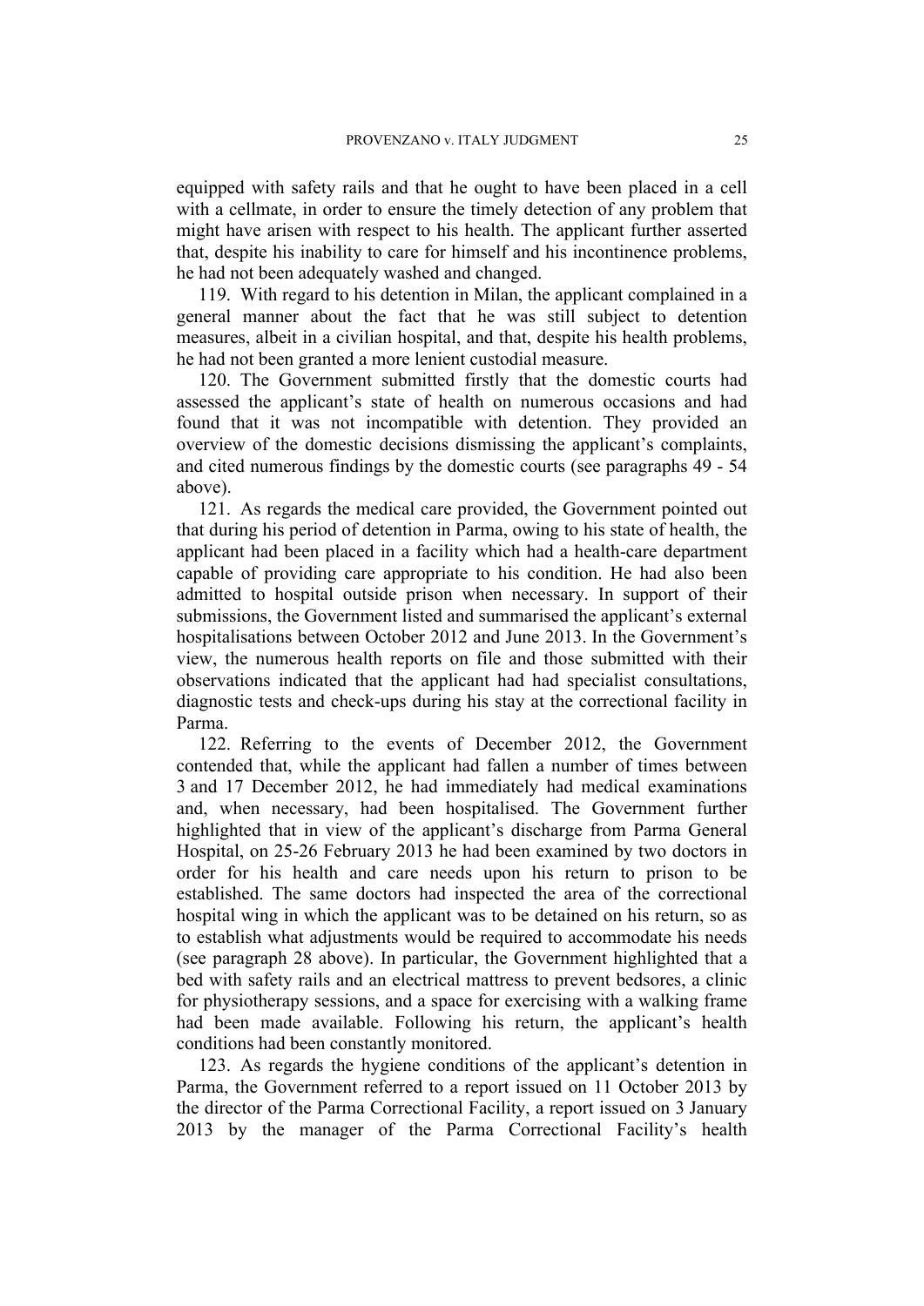equipped with safety rails and that he ought to have been placed in a cell with a cellmate, in order to ensure the timely detection of any problem that might have arisen with respect to his health. The applicant further asserted that, despite his inability to care for himself and his incontinence problems, he had not been adequately washed and changed.

119. With regard to his detention in Milan, the applicant complained in a general manner about the fact that he was still subject to detention measures, albeit in a civilian hospital, and that, despite his health problems, he had not been granted a more lenient custodial measure.

120. The Government submitted firstly that the domestic courts had assessed the applicant's state of health on numerous occasions and had found that it was not incompatible with detention. They provided an overview of the domestic decisions dismissing the applicant's complaints, and cited numerous findings by the domestic courts (see paragraphs 49 - 54 above).

121. As regards the medical care provided, the Government pointed out that during his period of detention in Parma, owing to his state of health, the applicant had been placed in a facility which had a health-care department capable of providing care appropriate to his condition. He had also been admitted to hospital outside prison when necessary. In support of their submissions, the Government listed and summarised the applicant's external hospitalisations between October 2012 and June 2013. In the Government's view, the numerous health reports on file and those submitted with their observations indicated that the applicant had had specialist consultations, diagnostic tests and check-ups during his stay at the correctional facility in Parma.

122. Referring to the events of December 2012, the Government contended that, while the applicant had fallen a number of times between 3 and 17 December 2012, he had immediately had medical examinations and, when necessary, had been hospitalised. The Government further highlighted that in view of the applicant's discharge from Parma General Hospital, on 25-26 February 2013 he had been examined by two doctors in order for his health and care needs upon his return to prison to be established. The same doctors had inspected the area of the correctional hospital wing in which the applicant was to be detained on his return, so as to establish what adjustments would be required to accommodate his needs (see paragraph 28 above). In particular, the Government highlighted that a bed with safety rails and an electrical mattress to prevent bedsores, a clinic for physiotherapy sessions, and a space for exercising with a walking frame had been made available. Following his return, the applicant's health conditions had been constantly monitored.

123. As regards the hygiene conditions of the applicant's detention in Parma, the Government referred to a report issued on 11 October 2013 by the director of the Parma Correctional Facility, a report issued on 3 January 2013 by the manager of the Parma Correctional Facility's health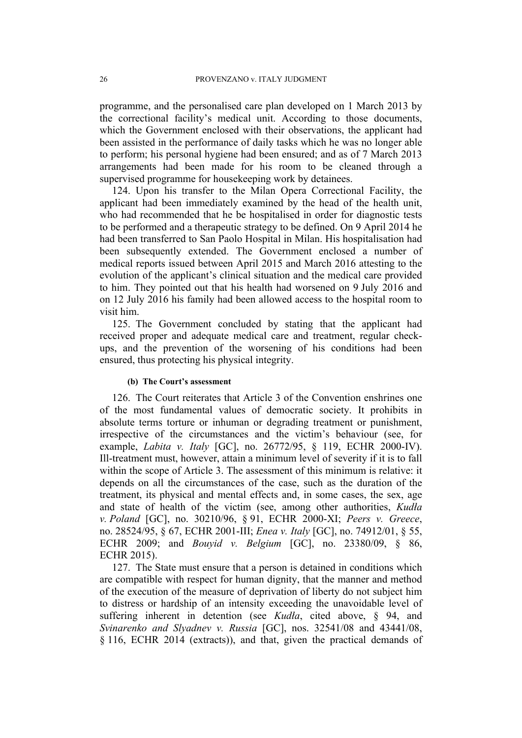programme, and the personalised care plan developed on 1 March 2013 by the correctional facility's medical unit. According to those documents, which the Government enclosed with their observations, the applicant had been assisted in the performance of daily tasks which he was no longer able to perform; his personal hygiene had been ensured; and as of 7 March 2013 arrangements had been made for his room to be cleaned through a supervised programme for housekeeping work by detainees.

124. Upon his transfer to the Milan Opera Correctional Facility, the applicant had been immediately examined by the head of the health unit, who had recommended that he be hospitalised in order for diagnostic tests to be performed and a therapeutic strategy to be defined. On 9 April 2014 he had been transferred to San Paolo Hospital in Milan. His hospitalisation had been subsequently extended. The Government enclosed a number of medical reports issued between April 2015 and March 2016 attesting to the evolution of the applicant's clinical situation and the medical care provided to him. They pointed out that his health had worsened on 9 July 2016 and on 12 July 2016 his family had been allowed access to the hospital room to visit him.

125. The Government concluded by stating that the applicant had received proper and adequate medical care and treatment, regular check-ups, and the prevention of the worsening of his conditions had been ensured, thus protecting his physical integrity.

#### (b) The Court's assessment

126. The Court reiterates that Article 3 of the Convention enshrines one of the most fundamental values of democratic society. It prohibits in absolute terms torture or inhuman or degrading treatment or punishment, irrespective of the circumstances and the victim's behaviour (see, for example, *Labita v. Italy* [GC], no. 26772/95, § 119, ECHR 2000-IV). Ill-treatment must, however, attain a minimum level of severity if it is to fall within the scope of Article 3. The assessment of this minimum is relative: it depends on all the circumstances of the case, such as the duration of the treatment, its physical and mental effects and, in some cases, the sex, age and state of health of the victim (see, among other authorities, *Kudła v. Poland* [GC], no. 30210/96, § 91, ECHR 2000-XI; *Peers v. Greece*, no. 28524/95, § 67, ECHR 2001-III; *Enea v. Italy* [GC], no. 74912/01, § 55, ECHR 2009; and *Bouyid v. Belgium* [GC], no. 23380/09, § 86, ECHR 2015).

127. The State must ensure that a person is detained in conditions which are compatible with respect for human dignity, that the manner and method of the execution of the measure of deprivation of liberty do not subject him to distress or hardship of an intensity exceeding the unavoidable level of suffering inherent in detention (see *Kudła*, cited above, § 94, and *Svinarenko and Slyadnev v. Russia* [GC], nos. 32541/08 and 43441/08, § 116, ECHR 2014 (extracts)), and that, given the practical demands of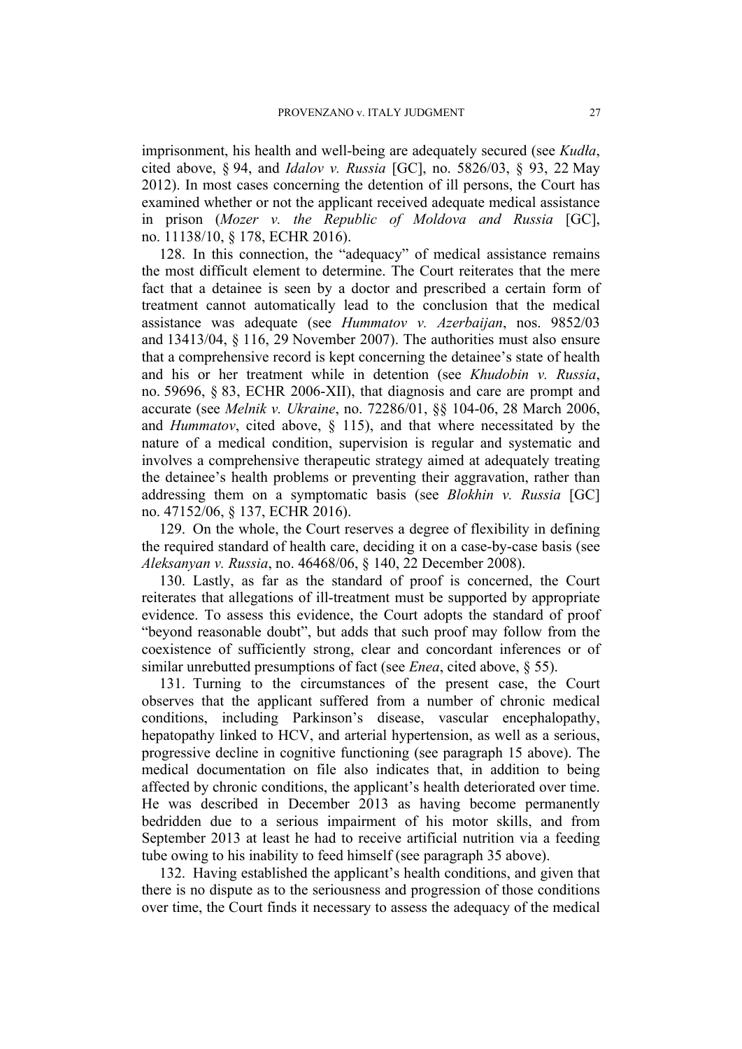imprisonment, his health and well-being are adequately secured (see *Kudła*, cited above, § 94, and *Idalov v. Russia* [GC], no. 5826/03, § 93, 22 May 2012). In most cases concerning the detention of ill persons, the Court has examined whether or not the applicant received adequate medical assistance in prison (*Mozer v. the Republic of Moldova and Russia* [GC], no. 11138/10, § 178, ECHR 2016).

128. In this connection, the "adequacy" of medical assistance remains the most difficult element to determine. The Court reiterates that the mere fact that a detainee is seen by a doctor and prescribed a certain form of treatment cannot automatically lead to the conclusion that the medical assistance was adequate (see *Hummatov v. Azerbaijan*, nos. 9852/03 and 13413/04, § 116, 29 November 2007). The authorities must also ensure that a comprehensive record is kept concerning the detainee's state of health and his or her treatment while in detention (see *Khudobin v. Russia*, no. 59696, § 83, ECHR 2006-XII), that diagnosis and care are prompt and accurate (see *Melnik v. Ukraine*, no. 72286/01, §§ 104-06, 28 March 2006, and *Hummatov*, cited above, § 115), and that where necessitated by the nature of a medical condition, supervision is regular and systematic and involves a comprehensive therapeutic strategy aimed at adequately treating the detainee's health problems or preventing their aggravation, rather than addressing them on a symptomatic basis (see *Blokhin v. Russia* [GC] no. 47152/06, § 137, ECHR 2016).

129. On the whole, the Court reserves a degree of flexibility in defining the required standard of health care, deciding it on a case-by-case basis (see *Aleksanyan v. Russia*, no. 46468/06, § 140, 22 December 2008).

130. Lastly, as far as the standard of proof is concerned, the Court reiterates that allegations of ill-treatment must be supported by appropriate evidence. To assess this evidence, the Court adopts the standard of proof "beyond reasonable doubt", but adds that such proof may follow from the coexistence of sufficiently strong, clear and concordant inferences or of similar unrebutted presumptions of fact (see *Enea*, cited above, § 55).

131. Turning to the circumstances of the present case, the Court observes that the applicant suffered from a number of chronic medical conditions, including Parkinson's disease, vascular encephalopathy, hepatopathy linked to HCV, and arterial hypertension, as well as a serious, progressive decline in cognitive functioning (see paragraph 15 above). The medical documentation on file also indicates that, in addition to being affected by chronic conditions, the applicant's health deteriorated over time. He was described in December 2013 as having become permanently bedridden due to a serious impairment of his motor skills, and from September 2013 at least he had to receive artificial nutrition via a feeding tube owing to his inability to feed himself (see paragraph 35 above).

132. Having established the applicant's health conditions, and given that there is no dispute as to the seriousness and progression of those conditions over time, the Court finds it necessary to assess the adequacy of the medical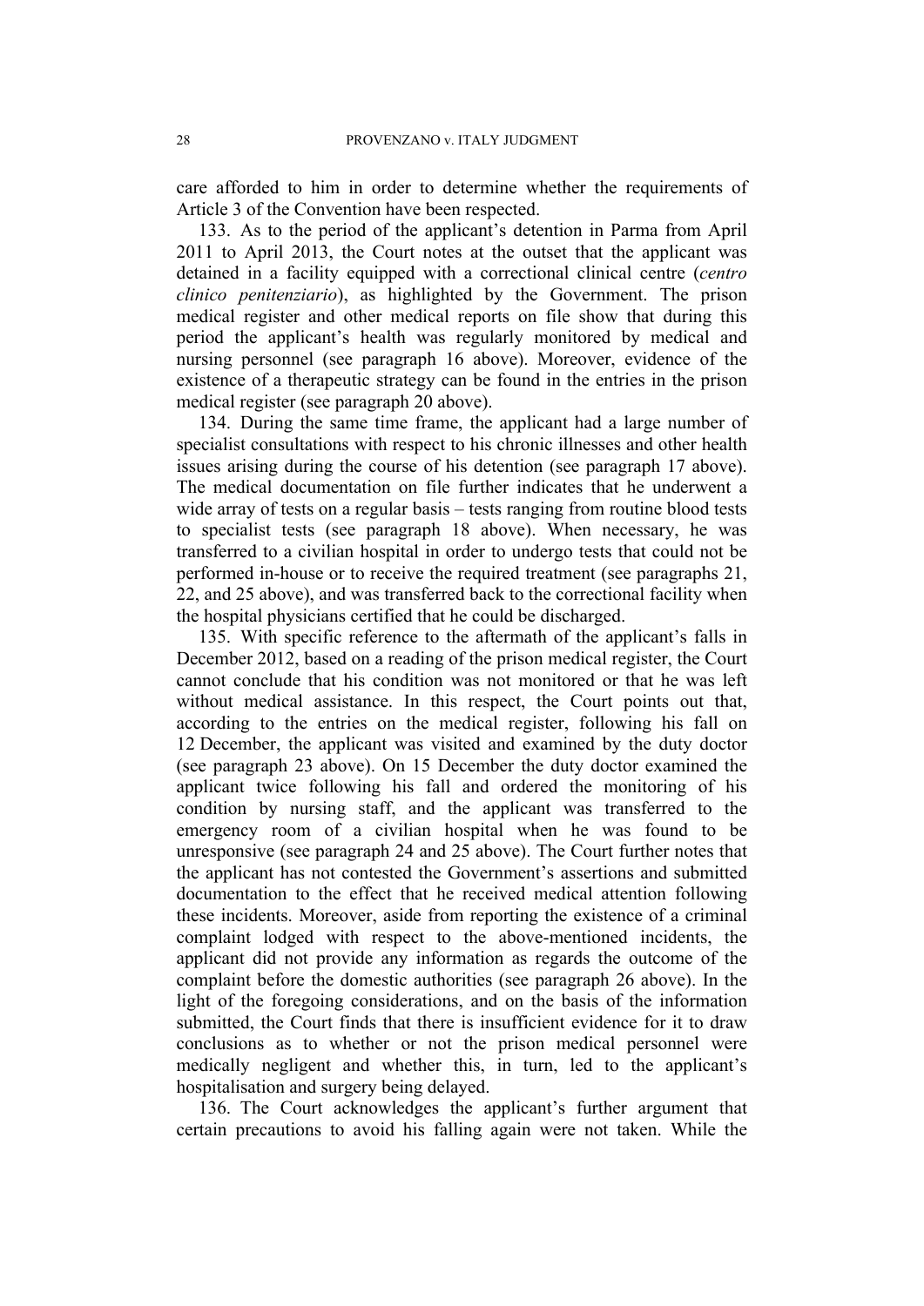care afforded to him in order to determine whether the requirements of Article 3 of the Convention have been respected.

133. As to the period of the applicant's detention in Parma from April 2011 to April 2013, the Court notes at the outset that the applicant was detained in a facility equipped with a correctional clinical centre (*centro clinico penitenziario*), as highlighted by the Government. The prison medical register and other medical reports on file show that during this period the applicant's health was regularly monitored by medical and nursing personnel (see paragraph 16 above). Moreover, evidence of the existence of a therapeutic strategy can be found in the entries in the prison medical register (see paragraph 20 above).

134. During the same time frame, the applicant had a large number of specialist consultations with respect to his chronic illnesses and other health issues arising during the course of his detention (see paragraph 17 above). The medical documentation on file further indicates that he underwent a wide array of tests on a regular basis – tests ranging from routine blood tests to specialist tests (see paragraph 18 above). When necessary, he was transferred to a civilian hospital in order to undergo tests that could not be performed in-house or to receive the required treatment (see paragraphs 21, 22, and 25 above), and was transferred back to the correctional facility when the hospital physicians certified that he could be discharged.

135. With specific reference to the aftermath of the applicant's falls in December 2012, based on a reading of the prison medical register, the Court cannot conclude that his condition was not monitored or that he was left without medical assistance. In this respect, the Court points out that, according to the entries on the medical register, following his fall on 12 December, the applicant was visited and examined by the duty doctor (see paragraph 23 above). On 15 December the duty doctor examined the applicant twice following his fall and ordered the monitoring of his condition by nursing staff, and the applicant was transferred to the emergency room of a civilian hospital when he was found to be unresponsive (see paragraph 24 and 25 above). The Court further notes that the applicant has not contested the Government's assertions and submitted documentation to the effect that he received medical attention following these incidents. Moreover, aside from reporting the existence of a criminal complaint lodged with respect to the above-mentioned incidents, the applicant did not provide any information as regards the outcome of the complaint before the domestic authorities (see paragraph 26 above). In the light of the foregoing considerations, and on the basis of the information submitted, the Court finds that there is insufficient evidence for it to draw conclusions as to whether or not the prison medical personnel were medically negligent and whether this, in turn, led to the applicant's hospitalisation and surgery being delayed.

136. The Court acknowledges the applicant's further argument that certain precautions to avoid his falling again were not taken. While the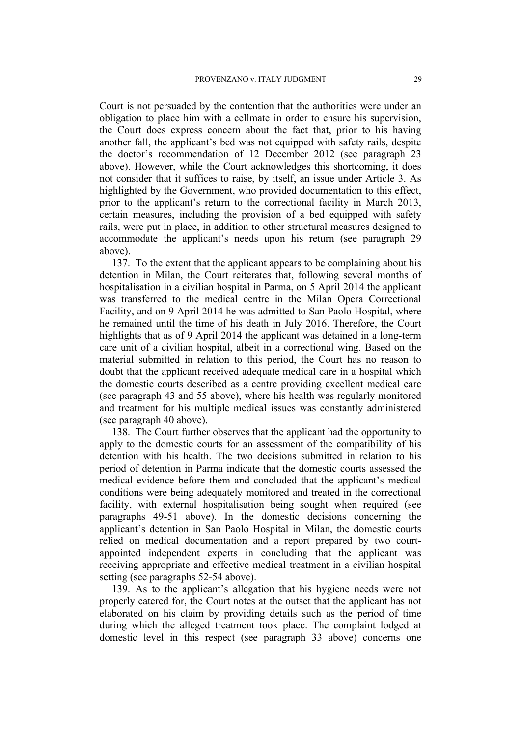Court is not persuaded by the contention that the authorities were under an obligation to place him with a cellmate in order to ensure his supervision, the Court does express concern about the fact that, prior to his having another fall, the applicant's bed was not equipped with safety rails, despite the doctor's recommendation of 12 December 2012 (see paragraph 23 above). However, while the Court acknowledges this shortcoming, it does not consider that it suffices to raise, by itself, an issue under Article 3. As highlighted by the Government, who provided documentation to this effect, prior to the applicant's return to the correctional facility in March 2013, certain measures, including the provision of a bed equipped with safety rails, were put in place, in addition to other structural measures designed to accommodate the applicant's needs upon his return (see paragraph 29 above).

137. To the extent that the applicant appears to be complaining about his detention in Milan, the Court reiterates that, following several months of hospitalisation in a civilian hospital in Parma, on 5 April 2014 the applicant was transferred to the medical centre in the Milan Opera Correctional Facility, and on 9 April 2014 he was admitted to San Paolo Hospital, where he remained until the time of his death in July 2016. Therefore, the Court highlights that as of 9 April 2014 the applicant was detained in a long-term care unit of a civilian hospital, albeit in a correctional wing. Based on the material submitted in relation to this period, the Court has no reason to doubt that the applicant received adequate medical care in a hospital which the domestic courts described as a centre providing excellent medical care (see paragraph 43 and 55 above), where his health was regularly monitored and treatment for his multiple medical issues was constantly administered (see paragraph 40 above).

138. The Court further observes that the applicant had the opportunity to apply to the domestic courts for an assessment of the compatibility of his detention with his health. The two decisions submitted in relation to his period of detention in Parma indicate that the domestic courts assessed the medical evidence before them and concluded that the applicant's medical conditions were being adequately monitored and treated in the correctional facility, with external hospitalisation being sought when required (see paragraphs 49-51 above). In the domestic decisions concerning the applicant's detention in San Paolo Hospital in Milan, the domestic courts relied on medical documentation and a report prepared by two court-appointed independent experts in concluding that the applicant was receiving appropriate and effective medical treatment in a civilian hospital setting (see paragraphs 52-54 above).

139. As to the applicant's allegation that his hygiene needs were not properly catered for, the Court notes at the outset that the applicant has not elaborated on his claim by providing details such as the period of time during which the alleged treatment took place. The complaint lodged at domestic level in this respect (see paragraph 33 above) concerns one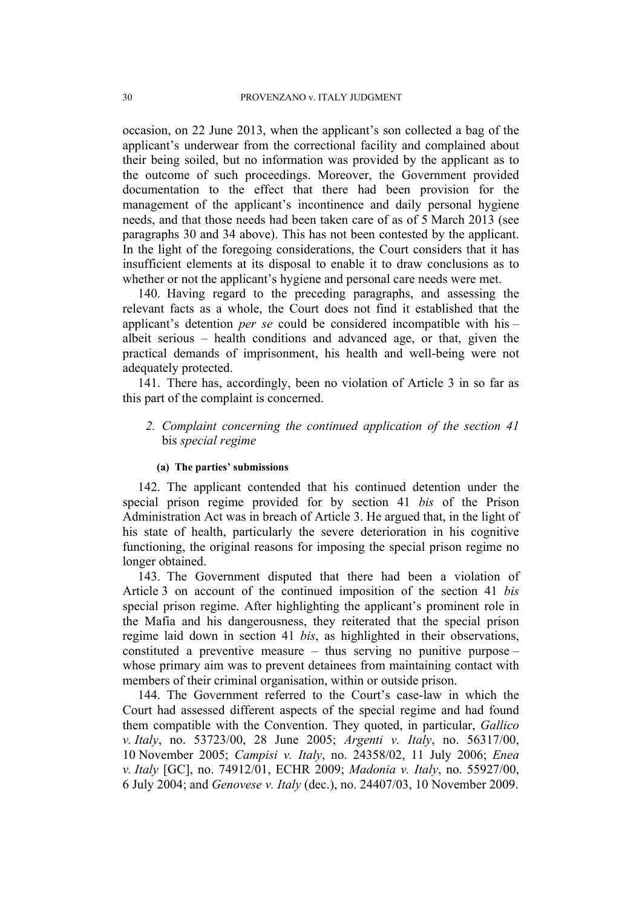occasion, on 22 June 2013, when the applicant's son collected a bag of the applicant's underwear from the correctional facility and complained about their being soiled, but no information was provided by the applicant as to the outcome of such proceedings. Moreover, the Government provided documentation to the effect that there had been provision for the management of the applicant's incontinence and daily personal hygiene needs, and that those needs had been taken care of as of 5 March 2013 (see paragraphs 30 and 34 above). This has not been contested by the applicant. In the light of the foregoing considerations, the Court considers that it has insufficient elements at its disposal to enable it to draw conclusions as to whether or not the applicant's hygiene and personal care needs were met.

140. Having regard to the preceding paragraphs, and assessing the relevant facts as a whole, the Court does not find it established that the applicant's detention *per se* could be considered incompatible with his – albeit serious – health conditions and advanced age, or that, given the practical demands of imprisonment, his health and well-being were not adequately protected.

141. There has, accordingly, been no violation of Article 3 in so far as this part of the complaint is concerned.

### 2. *Complaint concerning the continued application of the section 41* bis *special regime*

#### (a) The parties' submissions

142. The applicant contended that his continued detention under the special prison regime provided for by section 41 *bis* of the Prison Administration Act was in breach of Article 3. He argued that, in the light of his state of health, particularly the severe deterioration in his cognitive functioning, the original reasons for imposing the special prison regime no longer obtained.

143. The Government disputed that there had been a violation of Article 3 on account of the continued imposition of the section 41 *bis* special prison regime. After highlighting the applicant's prominent role in the Mafia and his dangerousness, they reiterated that the special prison regime laid down in section 41 *bis*, as highlighted in their observations, constituted a preventive measure – thus serving no punitive purpose – whose primary aim was to prevent detainees from maintaining contact with members of their criminal organisation, within or outside prison.

144. The Government referred to the Court's case-law in which the Court had assessed different aspects of the special regime and had found them compatible with the Convention. They quoted, in particular, *Gallico v. Italy*, no. 53723/00, 28 June 2005; *Argenti v. Italy*, no. 56317/00, 10 November 2005; *Campisi v. Italy*, no. 24358/02, 11 July 2006; *Enea v. Italy* [GC], no. 74912/01, ECHR 2009; *Madonia v. Italy*, no. 55927/00, 6 July 2004; and *Genovese v. Italy* (dec.), no. 24407/03, 10 November 2009.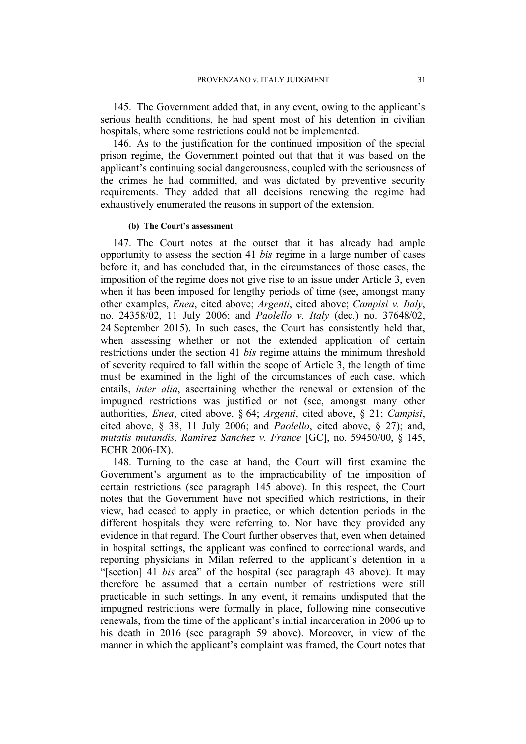145. The Government added that, in any event, owing to the applicant's serious health conditions, he had spent most of his detention in civilian hospitals, where some restrictions could not be implemented.

146. As to the justification for the continued imposition of the special prison regime, the Government pointed out that that it was based on the applicant's continuing social dangerousness, coupled with the seriousness of the crimes he had committed, and was dictated by preventive security requirements. They added that all decisions renewing the regime had exhaustively enumerated the reasons in support of the extension.

#### (b) The Court's assessment

147. The Court notes at the outset that it has already had ample opportunity to assess the section 41 *bis* regime in a large number of cases before it, and has concluded that, in the circumstances of those cases, the imposition of the regime does not give rise to an issue under Article 3, even when it has been imposed for lengthy periods of time (see, amongst many other examples, *Enea*, cited above; *Argenti*, cited above; *Campisi v. Italy*, no. 24358/02, 11 July 2006; and *Paolello v. Italy* (dec.) no. 37648/02, 24 September 2015). In such cases, the Court has consistently held that, when assessing whether or not the extended application of certain restrictions under the section 41 *bis* regime attains the minimum threshold of severity required to fall within the scope of Article 3, the length of time must be examined in the light of the circumstances of each case, which entails, *inter alia*, ascertaining whether the renewal or extension of the impugned restrictions was justified or not (see, amongst many other authorities, *Enea*, cited above, § 64; *Argenti*, cited above, § 21; *Campisi*, cited above, § 38, 11 July 2006; and *Paolello*, cited above, § 27); and, *mutatis mutandis*, *Ramirez Sanchez v. France* [GC], no. 59450/00, § 145, ECHR 2006-IX).

148. Turning to the case at hand, the Court will first examine the Government's argument as to the impracticability of the imposition of certain restrictions (see paragraph 145 above). In this respect, the Court notes that the Government have not specified which restrictions, in their view, had ceased to apply in practice, or which detention periods in the different hospitals they were referring to. Nor have they provided any evidence in that regard. The Court further observes that, even when detained in hospital settings, the applicant was confined to correctional wards, and reporting physicians in Milan referred to the applicant's detention in a "[section] 41 *bis* area" of the hospital (see paragraph 43 above). It may therefore be assumed that a certain number of restrictions were still practicable in such settings. In any event, it remains undisputed that the impugned restrictions were formally in place, following nine consecutive renewals, from the time of the applicant's initial incarceration in 2006 up to his death in 2016 (see paragraph 59 above). Moreover, in view of the manner in which the applicant's complaint was framed, the Court notes that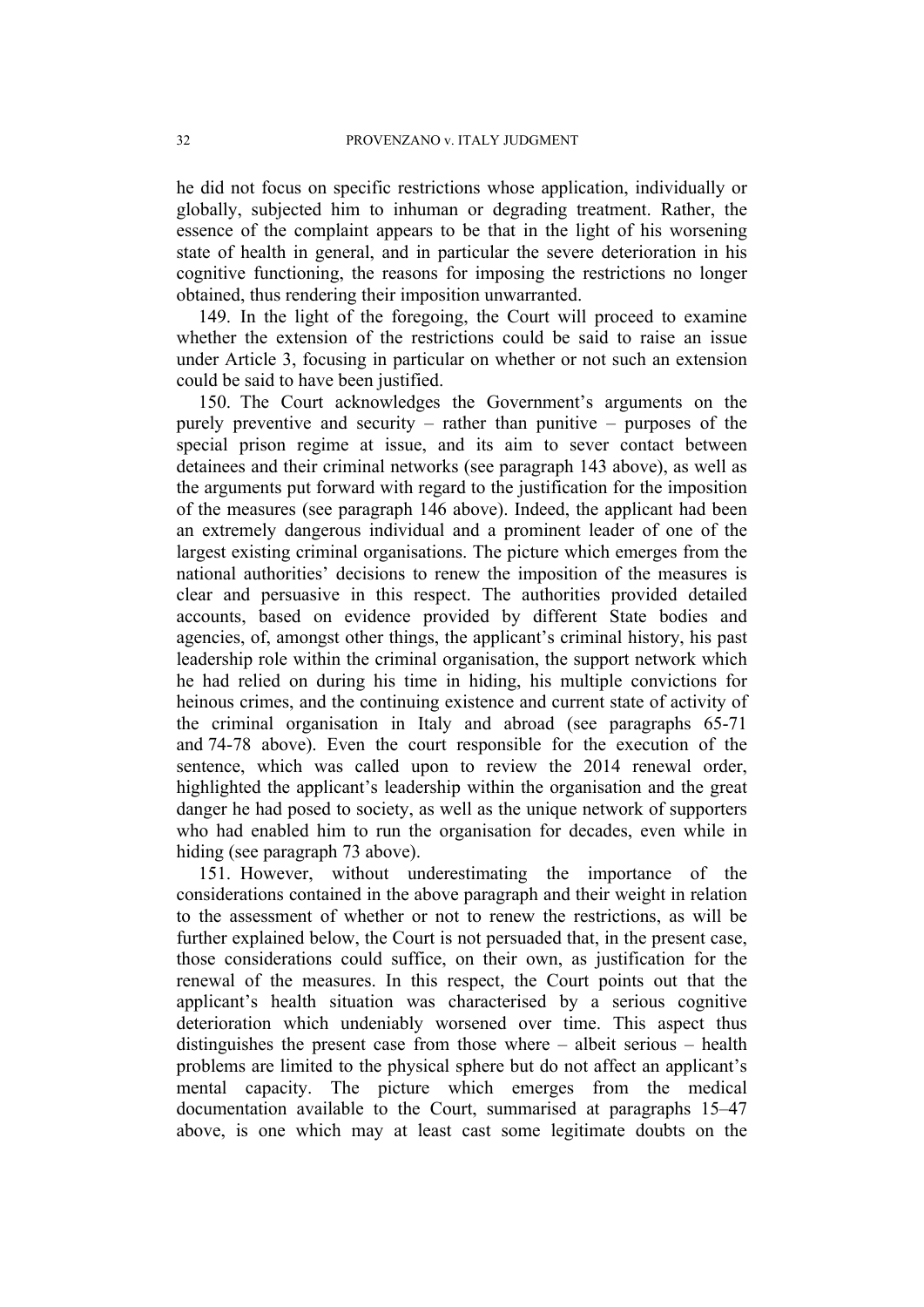he did not focus on specific restrictions whose application, individually or globally, subjected him to inhuman or degrading treatment. Rather, the essence of the complaint appears to be that in the light of his worsening state of health in general, and in particular the severe deterioration in his cognitive functioning, the reasons for imposing the restrictions no longer obtained, thus rendering their imposition unwarranted.

149. In the light of the foregoing, the Court will proceed to examine whether the extension of the restrictions could be said to raise an issue under Article 3, focusing in particular on whether or not such an extension could be said to have been justified.

150. The Court acknowledges the Government's arguments on the purely preventive and security – rather than punitive – purposes of the special prison regime at issue, and its aim to sever contact between detainees and their criminal networks (see paragraph 143 above), as well as the arguments put forward with regard to the justification for the imposition of the measures (see paragraph 146 above). Indeed, the applicant had been an extremely dangerous individual and a prominent leader of one of the largest existing criminal organisations. The picture which emerges from the national authorities' decisions to renew the imposition of the measures is clear and persuasive in this respect. The authorities provided detailed accounts, based on evidence provided by different State bodies and agencies, of, amongst other things, the applicant's criminal history, his past leadership role within the criminal organisation, the support network which he had relied on during his time in hiding, his multiple convictions for heinous crimes, and the continuing existence and current state of activity of the criminal organisation in Italy and abroad (see paragraphs 65-71 and 74-78 above). Even the court responsible for the execution of the sentence, which was called upon to review the 2014 renewal order, highlighted the applicant's leadership within the organisation and the great danger he had posed to society, as well as the unique network of supporters who had enabled him to run the organisation for decades, even while in hiding (see paragraph 73 above).

151. However, without underestimating the importance of the considerations contained in the above paragraph and their weight in relation to the assessment of whether or not to renew the restrictions, as will be further explained below, the Court is not persuaded that, in the present case, those considerations could suffice, on their own, as justification for the renewal of the measures. In this respect, the Court points out that the applicant's health situation was characterised by a serious cognitive deterioration which undeniably worsened over time. This aspect thus distinguishes the present case from those where – albeit serious – health problems are limited to the physical sphere but do not affect an applicant's mental capacity. The picture which emerges from the medical documentation available to the Court, summarised at paragraphs 15–47 above, is one which may at least cast some legitimate doubts on the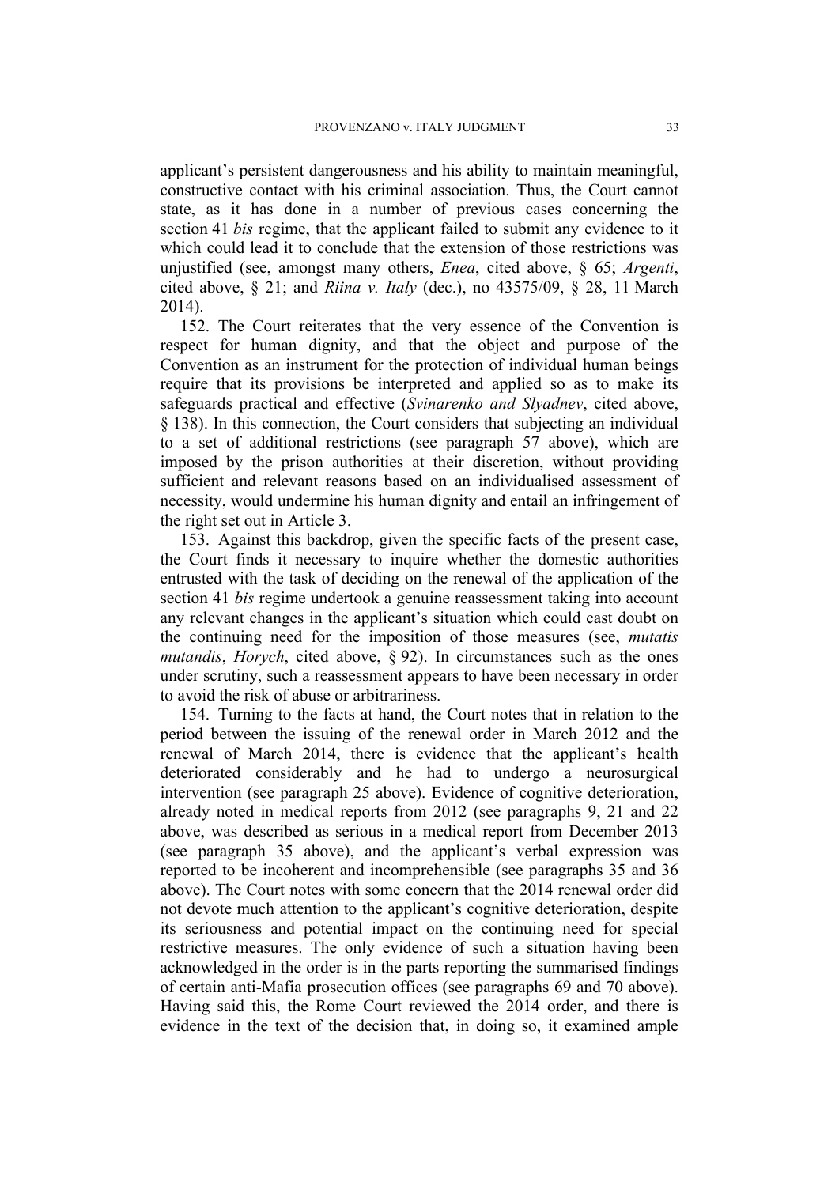applicant's persistent dangerousness and his ability to maintain meaningful, constructive contact with his criminal association. Thus, the Court cannot state, as it has done in a number of previous cases concerning the section 41 *bis* regime, that the applicant failed to submit any evidence to it which could lead it to conclude that the extension of those restrictions was unjustified (see, amongst many others, *Enea*, cited above, § 65; *Argenti*, cited above, § 21; and *Riina v. Italy* (dec.), no 43575/09, § 28, 11 March 2014).

152. The Court reiterates that the very essence of the Convention is respect for human dignity, and that the object and purpose of the Convention as an instrument for the protection of individual human beings require that its provisions be interpreted and applied so as to make its safeguards practical and effective (*Svinarenko and Slyadnev*, cited above, § 138). In this connection, the Court considers that subjecting an individual to a set of additional restrictions (see paragraph 57 above), which are imposed by the prison authorities at their discretion, without providing sufficient and relevant reasons based on an individualised assessment of necessity, would undermine his human dignity and entail an infringement of the right set out in Article 3.

153. Against this backdrop, given the specific facts of the present case, the Court finds it necessary to inquire whether the domestic authorities entrusted with the task of deciding on the renewal of the application of the section 41 *bis* regime undertook a genuine reassessment taking into account any relevant changes in the applicant's situation which could cast doubt on the continuing need for the imposition of those measures (see, *mutatis mutandis*, *Horych*, cited above, § 92). In circumstances such as the ones under scrutiny, such a reassessment appears to have been necessary in order to avoid the risk of abuse or arbitrariness.

154. Turning to the facts at hand, the Court notes that in relation to the period between the issuing of the renewal order in March 2012 and the renewal of March 2014, there is evidence that the applicant's health deteriorated considerably and he had to undergo a neurosurgical intervention (see paragraph 25 above). Evidence of cognitive deterioration, already noted in medical reports from 2012 (see paragraphs 9, 21 and 22 above, was described as serious in a medical report from December 2013 (see paragraph 35 above), and the applicant's verbal expression was reported to be incoherent and incomprehensible (see paragraphs 35 and 36 above). The Court notes with some concern that the 2014 renewal order did not devote much attention to the applicant's cognitive deterioration, despite its seriousness and potential impact on the continuing need for special restrictive measures. The only evidence of such a situation having been acknowledged in the order is in the parts reporting the summarised findings of certain anti-Mafia prosecution offices (see paragraphs 69 and 70 above). Having said this, the Rome Court reviewed the 2014 order, and there is evidence in the text of the decision that, in doing so, it examined ample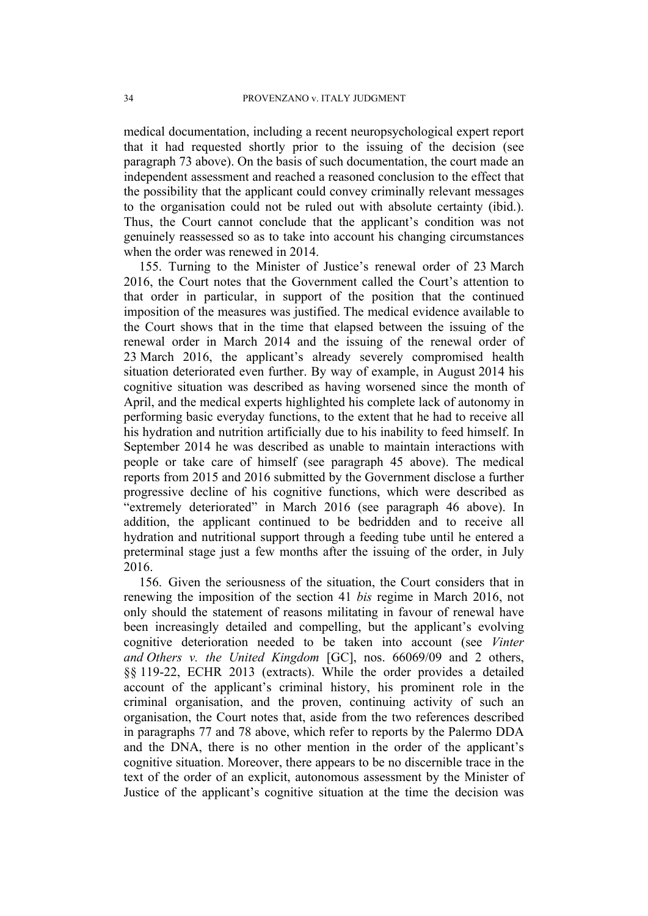medical documentation, including a recent neuropsychological expert report that it had requested shortly prior to the issuing of the decision (see paragraph 73 above). On the basis of such documentation, the court made an independent assessment and reached a reasoned conclusion to the effect that the possibility that the applicant could convey criminally relevant messages to the organisation could not be ruled out with absolute certainty (ibid.). Thus, the Court cannot conclude that the applicant's condition was not genuinely reassessed so as to take into account his changing circumstances when the order was renewed in 2014.

155. Turning to the Minister of Justice's renewal order of 23 March 2016, the Court notes that the Government called the Court's attention to that order in particular, in support of the position that the continued imposition of the measures was justified. The medical evidence available to the Court shows that in the time that elapsed between the issuing of the renewal order in March 2014 and the issuing of the renewal order of 23 March 2016, the applicant's already severely compromised health situation deteriorated even further. By way of example, in August 2014 his cognitive situation was described as having worsened since the month of April, and the medical experts highlighted his complete lack of autonomy in performing basic everyday functions, to the extent that he had to receive all his hydration and nutrition artificially due to his inability to feed himself. In September 2014 he was described as unable to maintain interactions with people or take care of himself (see paragraph 45 above). The medical reports from 2015 and 2016 submitted by the Government disclose a further progressive decline of his cognitive functions, which were described as "extremely deteriorated" in March 2016 (see paragraph 46 above). In addition, the applicant continued to be bedridden and to receive all hydration and nutritional support through a feeding tube until he entered a preterminal stage just a few months after the issuing of the order, in July 2016.

156. Given the seriousness of the situation, the Court considers that in renewing the imposition of the section 41 *bis* regime in March 2016, not only should the statement of reasons militating in favour of renewal have been increasingly detailed and compelling, but the applicant's evolving cognitive deterioration needed to be taken into account (see *Vinter and Others v. the United Kingdom* [GC], nos. 66069/09 and 2 others, §§ 119-22, ECHR 2013 (extracts). While the order provides a detailed account of the applicant's criminal history, his prominent role in the criminal organisation, and the proven, continuing activity of such an organisation, the Court notes that, aside from the two references described in paragraphs 77 and 78 above, which refer to reports by the Palermo DDA and the DNA, there is no other mention in the order of the applicant's cognitive situation. Moreover, there appears to be no discernible trace in the text of the order of an explicit, autonomous assessment by the Minister of Justice of the applicant's cognitive situation at the time the decision was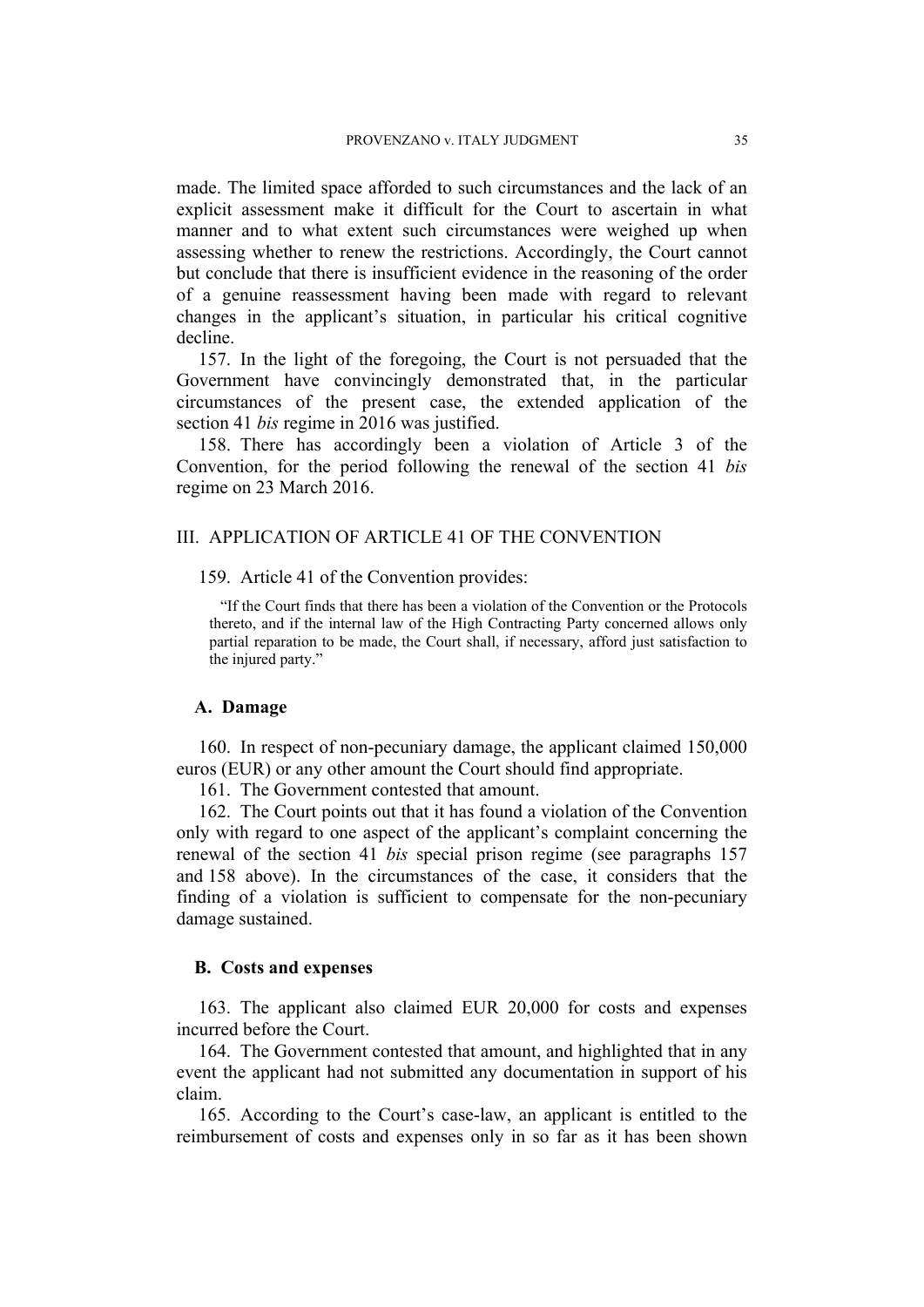made. The limited space afforded to such circumstances and the lack of an explicit assessment make it difficult for the Court to ascertain in what manner and to what extent such circumstances were weighed up when assessing whether to renew the restrictions. Accordingly, the Court cannot but conclude that there is insufficient evidence in the reasoning of the order of a genuine reassessment having been made with regard to relevant changes in the applicant's situation, in particular his critical cognitive decline.

157. In the light of the foregoing, the Court is not persuaded that the Government have convincingly demonstrated that, in the particular circumstances of the present case, the extended application of the section 41 *bis* regime in 2016 was justified.

158. There has accordingly been a violation of Article 3 of the Convention, for the period following the renewal of the section 41 *bis* regime on 23 March 2016.

## III. APPLICATION OF ARTICLE 41 OF THE CONVENTION

159. Article 41 of the Convention provides:

> "If the Court finds that there has been a violation of the Convention or the Protocols thereto, and if the internal law of the High Contracting Party concerned allows only partial reparation to be made, the Court shall, if necessary, afford just satisfaction to the injured party."

### A. Damage

160. In respect of non-pecuniary damage, the applicant claimed 150,000 euros (EUR) or any other amount the Court should find appropriate.

161. The Government contested that amount.

162. The Court points out that it has found a violation of the Convention only with regard to one aspect of the applicant's complaint concerning the renewal of the section 41 *bis* special prison regime (see paragraphs 157 and 158 above). In the circumstances of the case, it considers that the finding of a violation is sufficient to compensate for the non-pecuniary damage sustained.

### B. Costs and expenses

163. The applicant also claimed EUR 20,000 for costs and expenses incurred before the Court.

164. The Government contested that amount, and highlighted that in any event the applicant had not submitted any documentation in support of his claim.

165. According to the Court's case-law, an applicant is entitled to the reimbursement of costs and expenses only in so far as it has been shown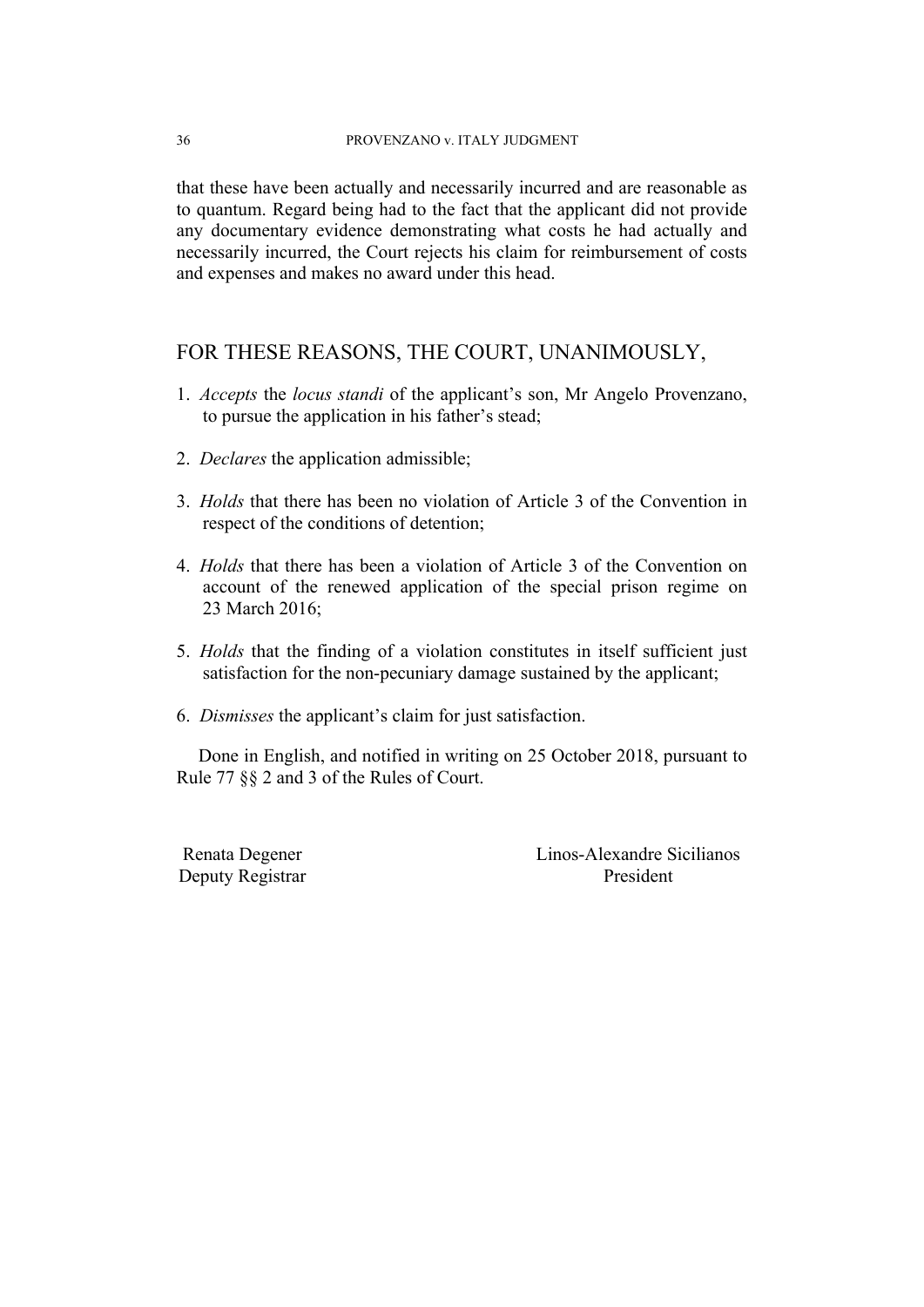that these have been actually and necessarily incurred and are reasonable as to quantum. Regard being had to the fact that the applicant did not provide any documentary evidence demonstrating what costs he had actually and necessarily incurred, the Court rejects his claim for reimbursement of costs and expenses and makes no award under this head.

## FOR THESE REASONS, THE COURT, UNANIMOUSLY,

1. *Accepts* the *locus standi* of the applicant's son, Mr Angelo Provenzano, to pursue the application in his father's stead;

2. *Declares* the application admissible;

3. *Holds* that there has been no violation of Article 3 of the Convention in respect of the conditions of detention;

4. *Holds* that there has been a violation of Article 3 of the Convention on account of the renewed application of the special prison regime on 23 March 2016;

5. *Holds* that the finding of a violation constitutes in itself sufficient just satisfaction for the non-pecuniary damage sustained by the applicant;

6. *Dismisses* the applicant's claim for just satisfaction.

Done in English, and notified in writing on 25 October 2018, pursuant to Rule 77 §§ 2 and 3 of the Rules of Court.

Renata Degener
Deputy Registrar

Linos-Alexandre Sicilianos
President